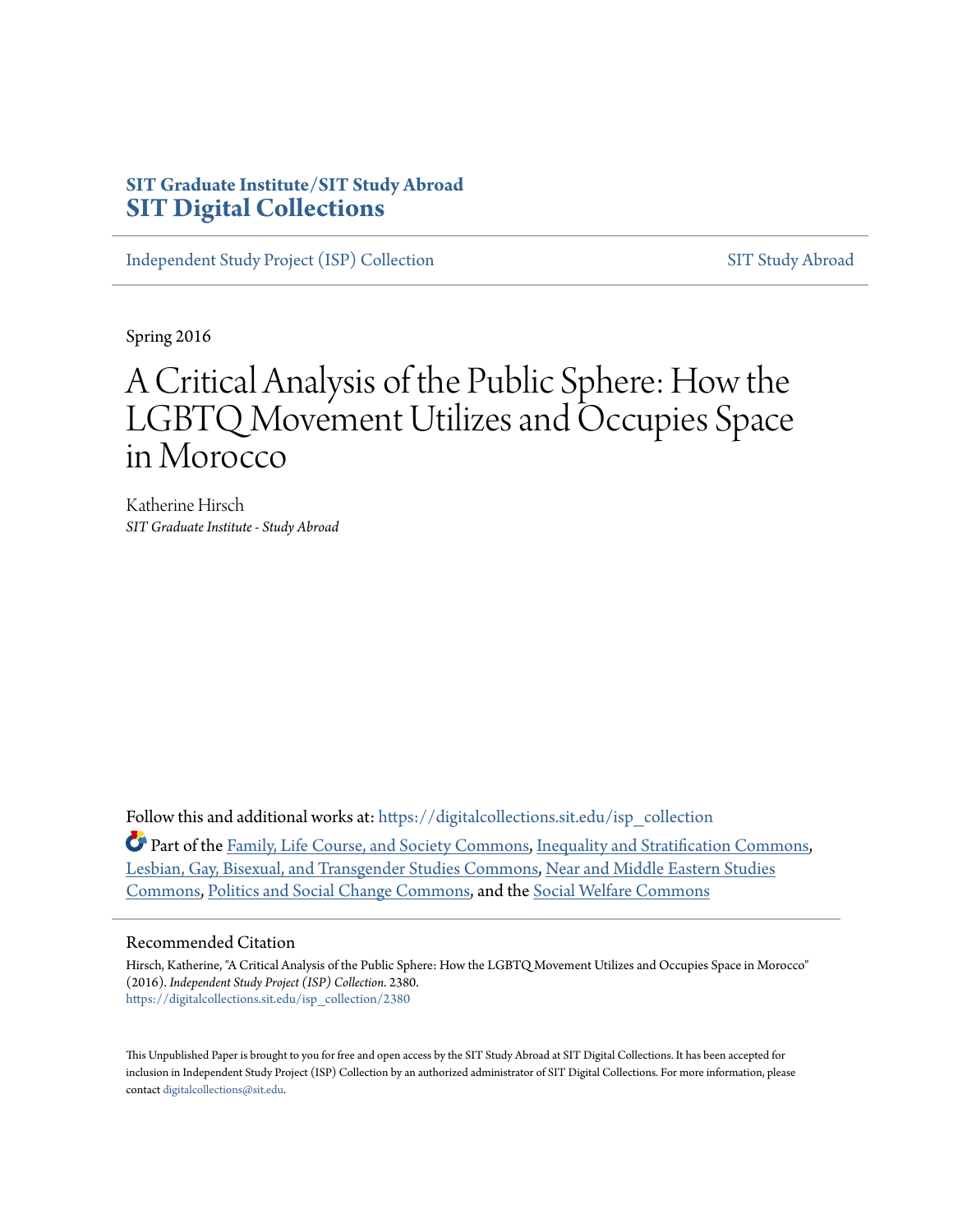**SIT Graduate Institute/SIT Study Abroad**
**SIT Digital Collections**

Independent Study Project (ISP) Collection | SIT Study Abroad

Spring 2016

# A Critical Analysis of the Public Sphere: How the LGBTQ Movement Utilizes and Occupies Space in Morocco

Katherine Hirsch
*SIT Graduate Institute - Study Abroad*

Follow this and additional works at: https://digitalcollections.sit.edu/isp_collection

Part of the Family, Life Course, and Society Commons, Inequality and Stratification Commons, Lesbian, Gay, Bisexual, and Transgender Studies Commons, Near and Middle Eastern Studies Commons, Politics and Social Change Commons, and the Social Welfare Commons

## Recommended Citation

Hirsch, Katherine, "A Critical Analysis of the Public Sphere: How the LGBTQ Movement Utilizes and Occupies Space in Morocco" (2016). *Independent Study Project (ISP) Collection*. 2380.
https://digitalcollections.sit.edu/isp_collection/2380

This Unpublished Paper is brought to you for free and open access by the SIT Study Abroad at SIT Digital Collections. It has been accepted for inclusion in Independent Study Project (ISP) Collection by an authorized administrator of SIT Digital Collections. For more information, please contact digitalcollections@sit.edu.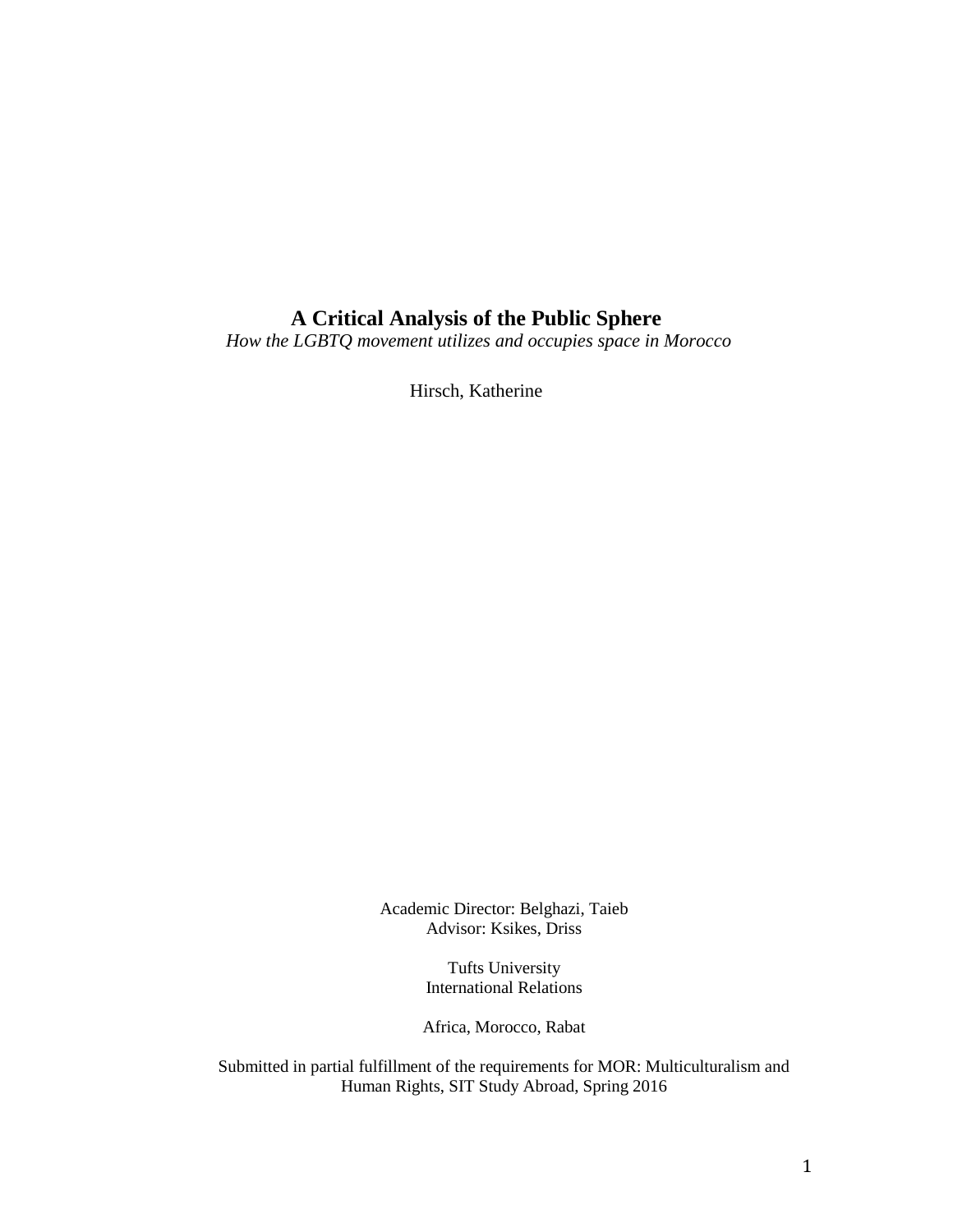# A Critical Analysis of the Public Sphere

*How the LGBTQ movement utilizes and occupies space in Morocco*

Hirsch, Katherine

Academic Director: Belghazi, Taieb
Advisor: Ksikes, Driss

Tufts University
International Relations

Africa, Morocco, Rabat

Submitted in partial fulfillment of the requirements for MOR: Multiculturalism and Human Rights, SIT Study Abroad, Spring 2016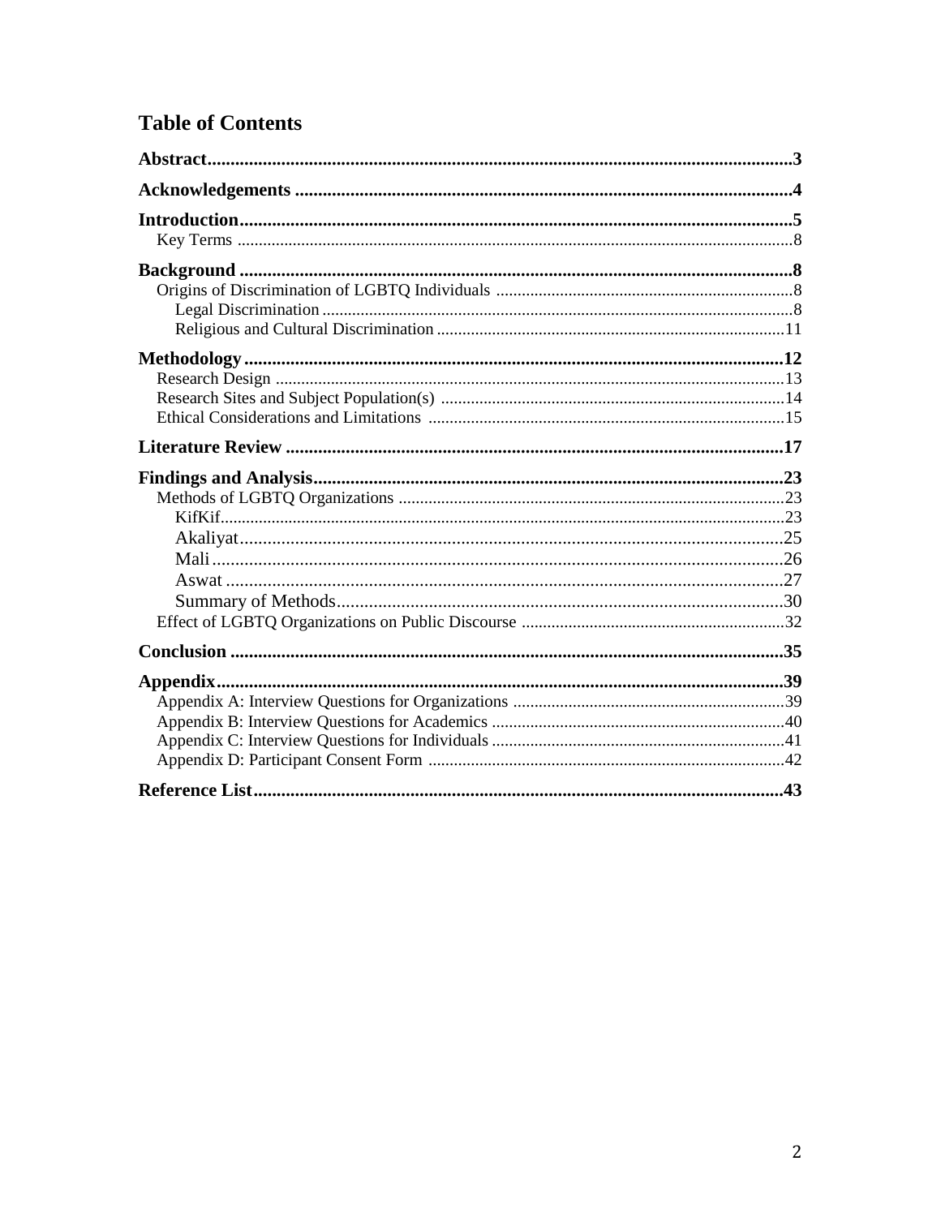## Table of Contents

**Abstract** .......... 3

**Acknowledgements** .......... 4

**Introduction** .......... 5

- Key Terms .......... 8

**Background** .......... 8

- Origins of Discrimination of LGBTQ Individuals .......... 8
  - Legal Discrimination .......... 8
  - Religious and Cultural Discrimination .......... 11

**Methodology** .......... 12

- Research Design .......... 13
- Research Sites and Subject Population(s) .......... 14
- Ethical Considerations and Limitations .......... 15

**Literature Review** .......... 17

**Findings and Analysis** .......... 23

- Methods of LGBTQ Organizations .......... 23
  - KifKif .......... 23
  - Akaliyat .......... 25
  - Mali .......... 26
  - Aswat .......... 27
  - Summary of Methods .......... 30
- Effect of LGBTQ Organizations on Public Discourse .......... 32

**Conclusion** .......... 35

**Appendix** .......... 39

- Appendix A: Interview Questions for Organizations .......... 39
- Appendix B: Interview Questions for Academics .......... 40
- Appendix C: Interview Questions for Individuals .......... 41
- Appendix D: Participant Consent Form .......... 42

**Reference List** .......... 43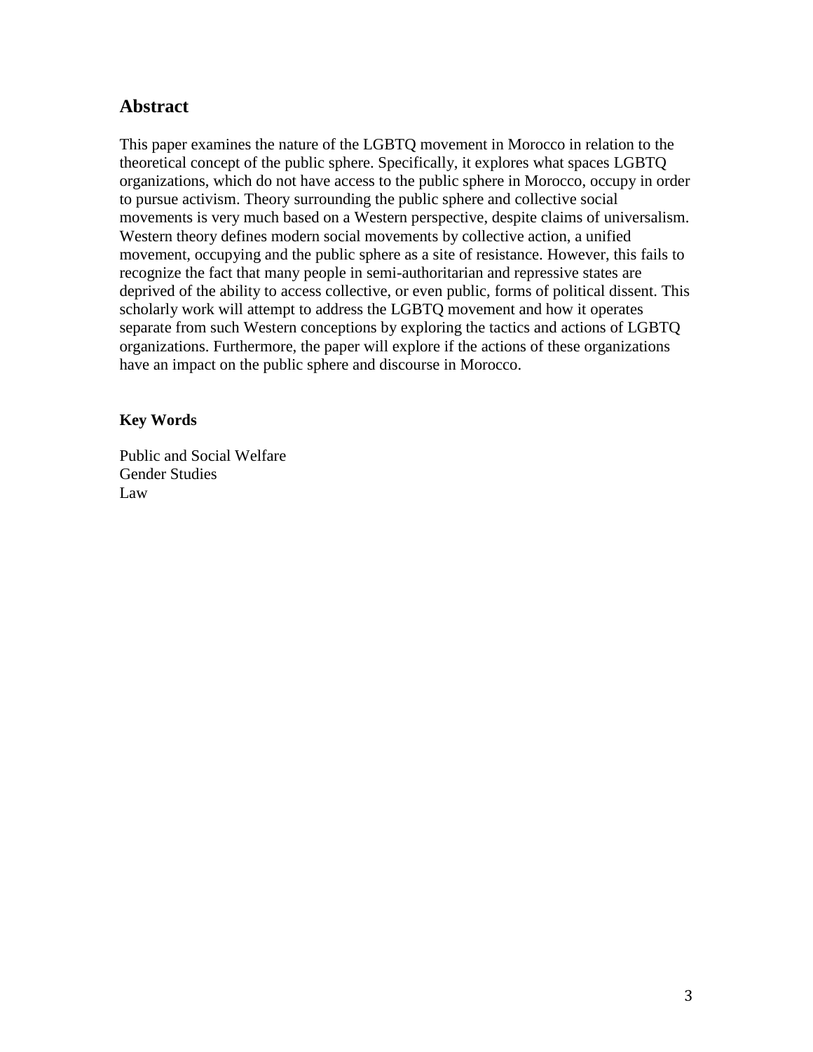## Abstract

This paper examines the nature of the LGBTQ movement in Morocco in relation to the theoretical concept of the public sphere. Specifically, it explores what spaces LGBTQ organizations, which do not have access to the public sphere in Morocco, occupy in order to pursue activism. Theory surrounding the public sphere and collective social movements is very much based on a Western perspective, despite claims of universalism. Western theory defines modern social movements by collective action, a unified movement, occupying and the public sphere as a site of resistance. However, this fails to recognize the fact that many people in semi-authoritarian and repressive states are deprived of the ability to access collective, or even public, forms of political dissent. This scholarly work will attempt to address the LGBTQ movement and how it operates separate from such Western conceptions by exploring the tactics and actions of LGBTQ organizations. Furthermore, the paper will explore if the actions of these organizations have an impact on the public sphere and discourse in Morocco.

**Key Words**

Public and Social Welfare
Gender Studies
Law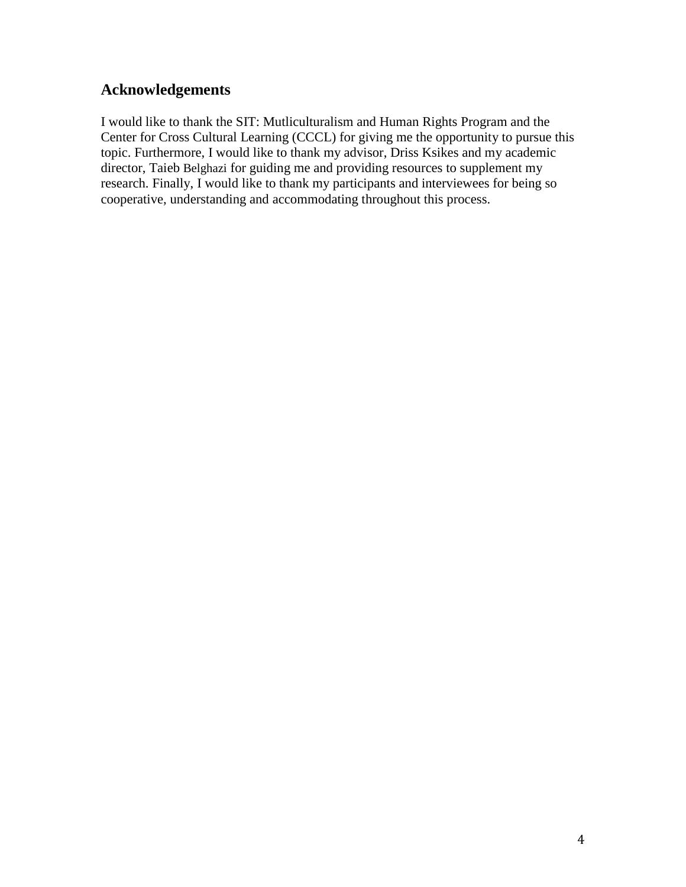## Acknowledgements

I would like to thank the SIT: Mutliculturalism and Human Rights Program and the Center for Cross Cultural Learning (CCCL) for giving me the opportunity to pursue this topic. Furthermore, I would like to thank my advisor, Driss Ksikes and my academic director, Taieb Belghazi for guiding me and providing resources to supplement my research. Finally, I would like to thank my participants and interviewees for being so cooperative, understanding and accommodating throughout this process.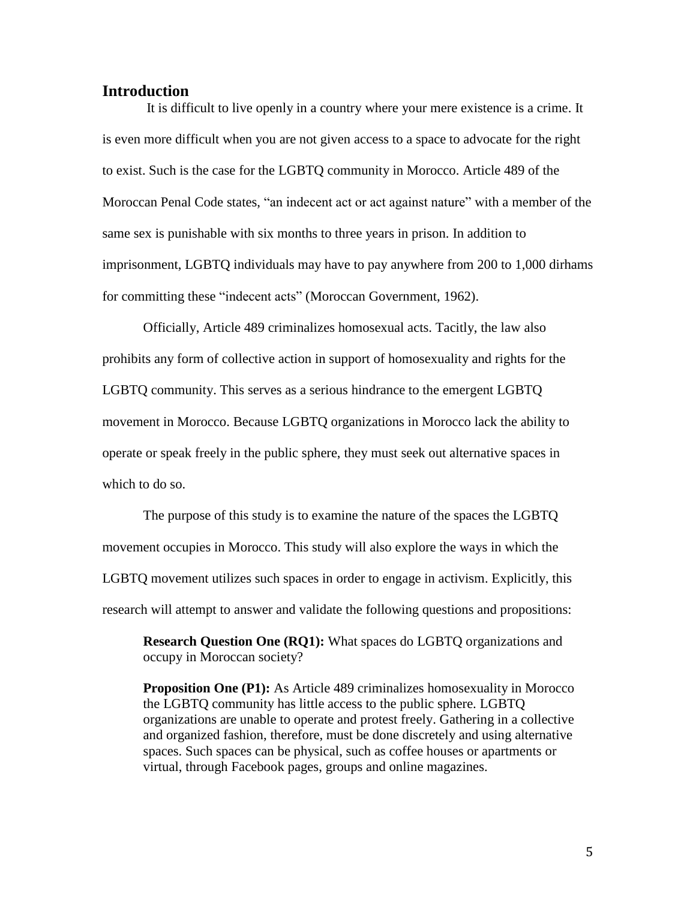## Introduction

It is difficult to live openly in a country where your mere existence is a crime. It is even more difficult when you are not given access to a space to advocate for the right to exist. Such is the case for the LGBTQ community in Morocco. Article 489 of the Moroccan Penal Code states, "an indecent act or act against nature" with a member of the same sex is punishable with six months to three years in prison. In addition to imprisonment, LGBTQ individuals may have to pay anywhere from 200 to 1,000 dirhams for committing these "indecent acts" (Moroccan Government, 1962).

Officially, Article 489 criminalizes homosexual acts. Tacitly, the law also prohibits any form of collective action in support of homosexuality and rights for the LGBTQ community. This serves as a serious hindrance to the emergent LGBTQ movement in Morocco. Because LGBTQ organizations in Morocco lack the ability to operate or speak freely in the public sphere, they must seek out alternative spaces in which to do so.

The purpose of this study is to examine the nature of the spaces the LGBTQ movement occupies in Morocco. This study will also explore the ways in which the LGBTQ movement utilizes such spaces in order to engage in activism. Explicitly, this research will attempt to answer and validate the following questions and propositions:

> **Research Question One (RQ1):** What spaces do LGBTQ organizations and occupy in Moroccan society?
>
> **Proposition One (P1):** As Article 489 criminalizes homosexuality in Morocco the LGBTQ community has little access to the public sphere. LGBTQ organizations are unable to operate and protest freely. Gathering in a collective and organized fashion, therefore, must be done discretely and using alternative spaces. Such spaces can be physical, such as coffee houses or apartments or virtual, through Facebook pages, groups and online magazines.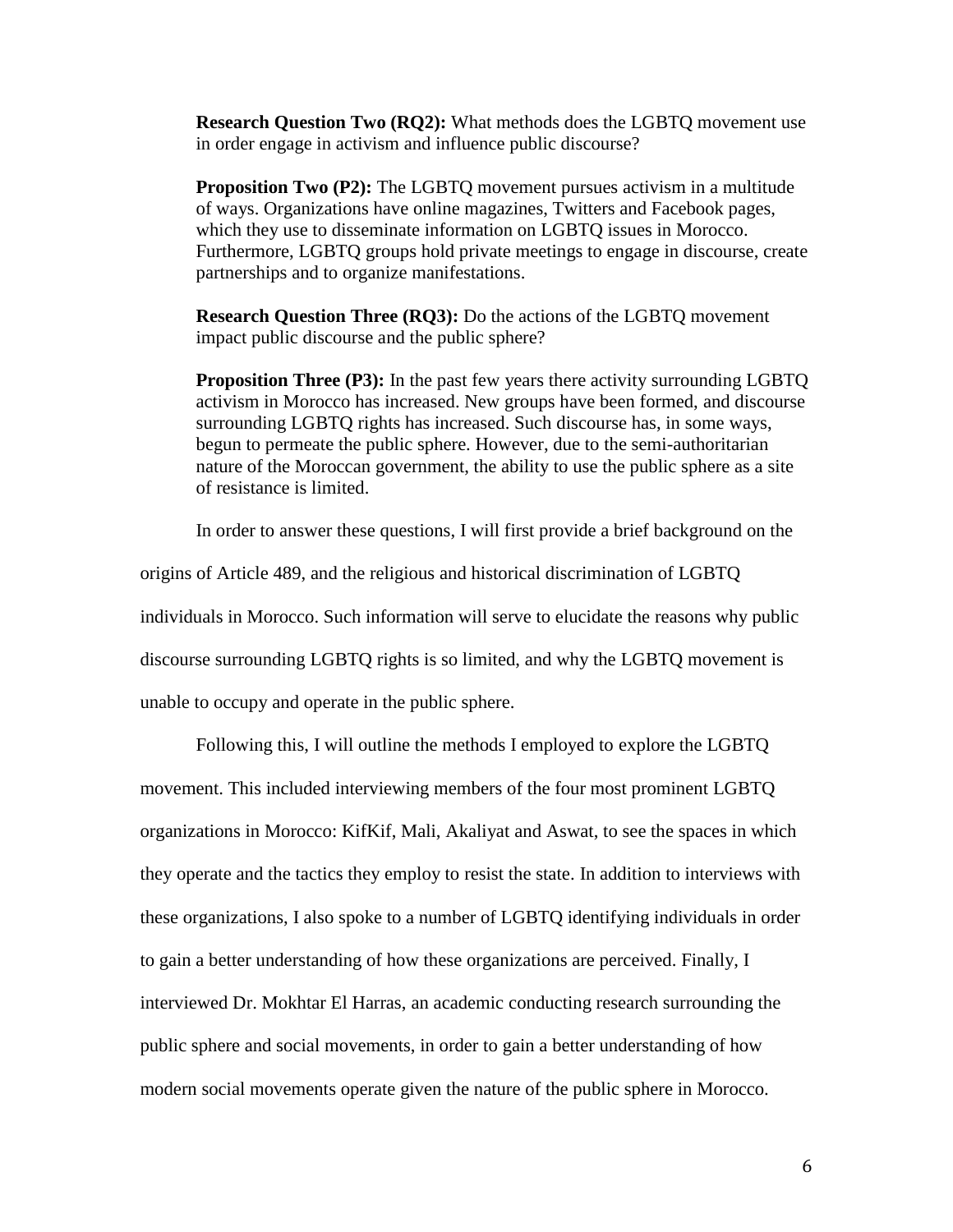**Research Question Two (RQ2):** What methods does the LGBTQ movement use in order engage in activism and influence public discourse?

**Proposition Two (P2):** The LGBTQ movement pursues activism in a multitude of ways. Organizations have online magazines, Twitters and Facebook pages, which they use to disseminate information on LGBTQ issues in Morocco. Furthermore, LGBTQ groups hold private meetings to engage in discourse, create partnerships and to organize manifestations.

**Research Question Three (RQ3):** Do the actions of the LGBTQ movement impact public discourse and the public sphere?

**Proposition Three (P3):** In the past few years there activity surrounding LGBTQ activism in Morocco has increased. New groups have been formed, and discourse surrounding LGBTQ rights has increased. Such discourse has, in some ways, begun to permeate the public sphere. However, due to the semi-authoritarian nature of the Moroccan government, the ability to use the public sphere as a site of resistance is limited.

In order to answer these questions, I will first provide a brief background on the origins of Article 489, and the religious and historical discrimination of LGBTQ individuals in Morocco. Such information will serve to elucidate the reasons why public discourse surrounding LGBTQ rights is so limited, and why the LGBTQ movement is unable to occupy and operate in the public sphere.

Following this, I will outline the methods I employed to explore the LGBTQ movement. This included interviewing members of the four most prominent LGBTQ organizations in Morocco: KifKif, Mali, Akaliyat and Aswat, to see the spaces in which they operate and the tactics they employ to resist the state. In addition to interviews with these organizations, I also spoke to a number of LGBTQ identifying individuals in order to gain a better understanding of how these organizations are perceived. Finally, I interviewed Dr. Mokhtar El Harras, an academic conducting research surrounding the public sphere and social movements, in order to gain a better understanding of how modern social movements operate given the nature of the public sphere in Morocco.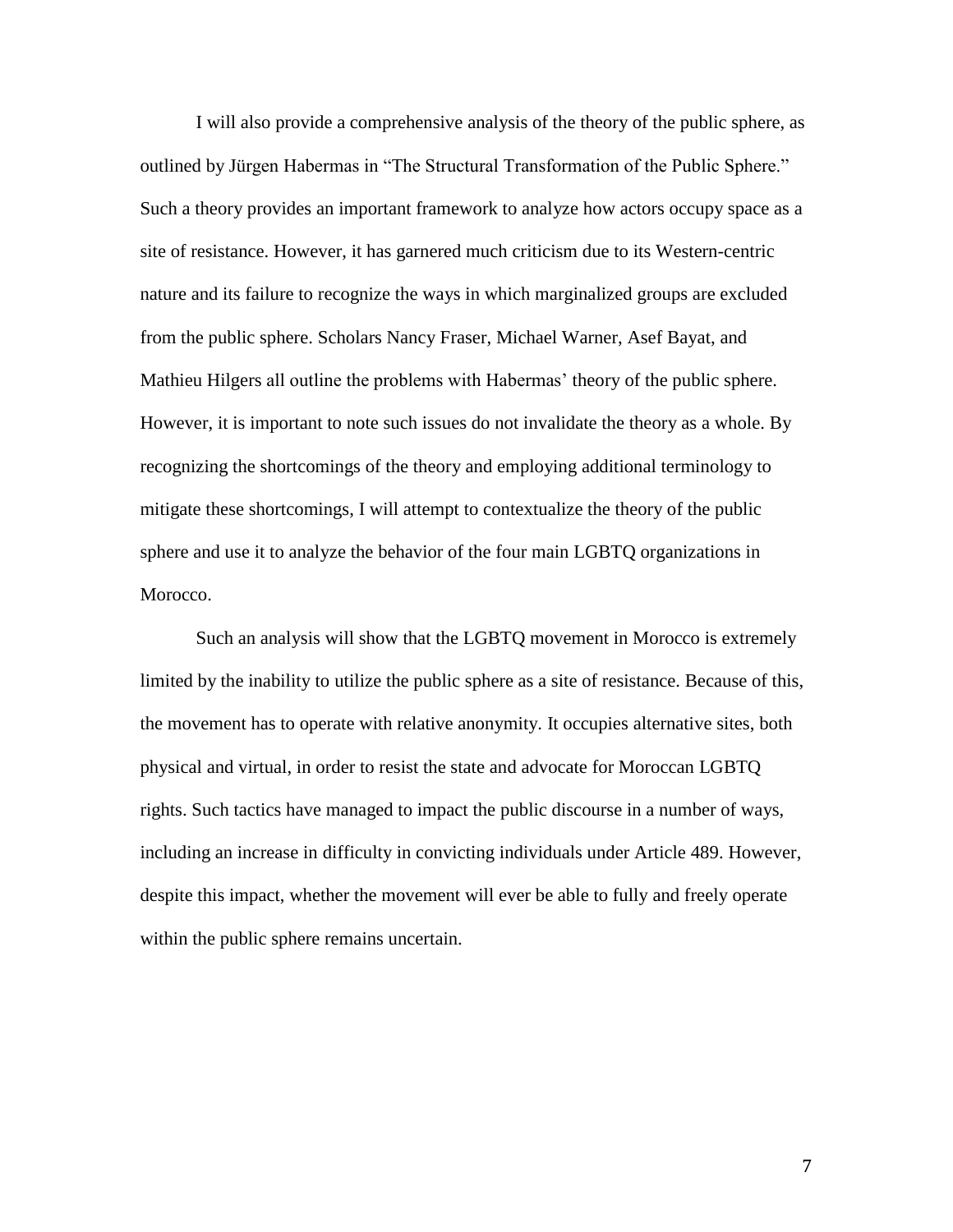I will also provide a comprehensive analysis of the theory of the public sphere, as outlined by Jürgen Habermas in "The Structural Transformation of the Public Sphere." Such a theory provides an important framework to analyze how actors occupy space as a site of resistance. However, it has garnered much criticism due to its Western-centric nature and its failure to recognize the ways in which marginalized groups are excluded from the public sphere. Scholars Nancy Fraser, Michael Warner, Asef Bayat, and Mathieu Hilgers all outline the problems with Habermas' theory of the public sphere. However, it is important to note such issues do not invalidate the theory as a whole. By recognizing the shortcomings of the theory and employing additional terminology to mitigate these shortcomings, I will attempt to contextualize the theory of the public sphere and use it to analyze the behavior of the four main LGBTQ organizations in Morocco.

Such an analysis will show that the LGBTQ movement in Morocco is extremely limited by the inability to utilize the public sphere as a site of resistance. Because of this, the movement has to operate with relative anonymity. It occupies alternative sites, both physical and virtual, in order to resist the state and advocate for Moroccan LGBTQ rights. Such tactics have managed to impact the public discourse in a number of ways, including an increase in difficulty in convicting individuals under Article 489. However, despite this impact, whether the movement will ever be able to fully and freely operate within the public sphere remains uncertain.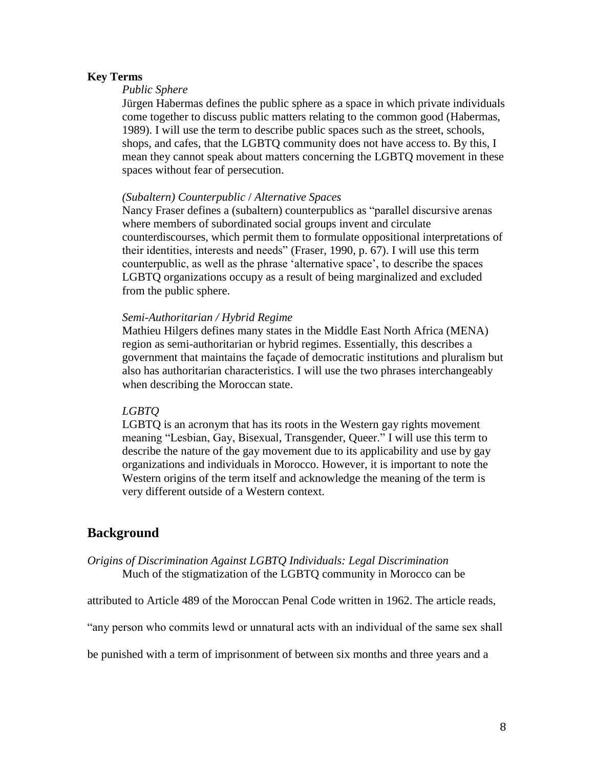**Key Terms**

*Public Sphere*

Jürgen Habermas defines the public sphere as a space in which private individuals come together to discuss public matters relating to the common good (Habermas, 1989). I will use the term to describe public spaces such as the street, schools, shops, and cafes, that the LGBTQ community does not have access to. By this, I mean they cannot speak about matters concerning the LGBTQ movement in these spaces without fear of persecution.

*(Subaltern) Counterpublic / Alternative Spaces*

Nancy Fraser defines a (subaltern) counterpublics as "parallel discursive arenas where members of subordinated social groups invent and circulate counterdiscourses, which permit them to formulate oppositional interpretations of their identities, interests and needs" (Fraser, 1990, p. 67). I will use this term counterpublic, as well as the phrase 'alternative space', to describe the spaces LGBTQ organizations occupy as a result of being marginalized and excluded from the public sphere.

*Semi-Authoritarian / Hybrid Regime*

Mathieu Hilgers defines many states in the Middle East North Africa (MENA) region as semi-authoritarian or hybrid regimes. Essentially, this describes a government that maintains the façade of democratic institutions and pluralism but also has authoritarian characteristics. I will use the two phrases interchangeably when describing the Moroccan state.

*LGBTQ*

LGBTQ is an acronym that has its roots in the Western gay rights movement meaning "Lesbian, Gay, Bisexual, Transgender, Queer." I will use this term to describe the nature of the gay movement due to its applicability and use by gay organizations and individuals in Morocco. However, it is important to note the Western origins of the term itself and acknowledge the meaning of the term is very different outside of a Western context.

## Background

*Origins of Discrimination Against LGBTQ Individuals: Legal Discrimination*

Much of the stigmatization of the LGBTQ community in Morocco can be attributed to Article 489 of the Moroccan Penal Code written in 1962. The article reads, "any person who commits lewd or unnatural acts with an individual of the same sex shall be punished with a term of imprisonment of between six months and three years and a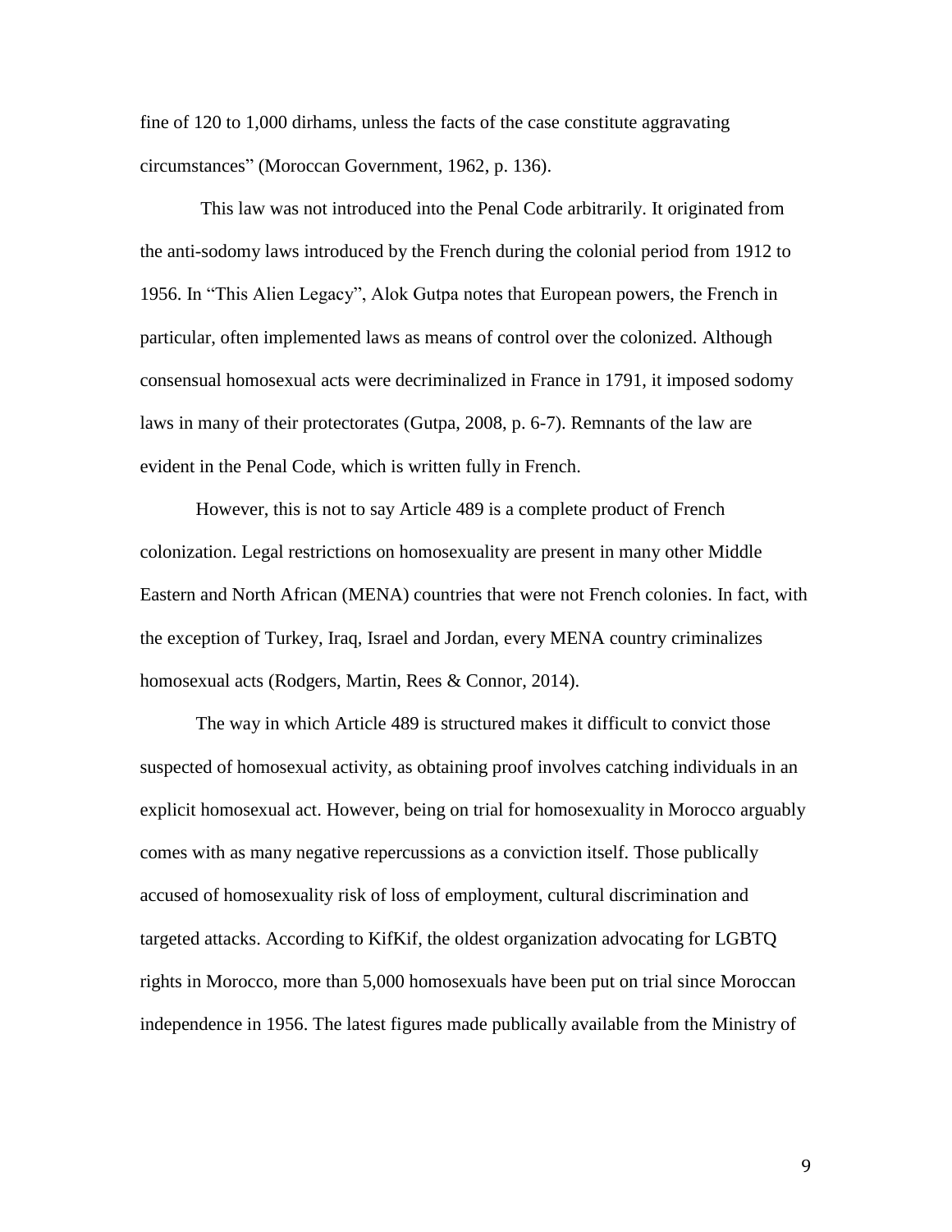fine of 120 to 1,000 dirhams, unless the facts of the case constitute aggravating circumstances" (Moroccan Government, 1962, p. 136).

This law was not introduced into the Penal Code arbitrarily. It originated from the anti-sodomy laws introduced by the French during the colonial period from 1912 to 1956. In "This Alien Legacy", Alok Gutpa notes that European powers, the French in particular, often implemented laws as means of control over the colonized. Although consensual homosexual acts were decriminalized in France in 1791, it imposed sodomy laws in many of their protectorates (Gutpa, 2008, p. 6-7). Remnants of the law are evident in the Penal Code, which is written fully in French.

However, this is not to say Article 489 is a complete product of French colonization. Legal restrictions on homosexuality are present in many other Middle Eastern and North African (MENA) countries that were not French colonies. In fact, with the exception of Turkey, Iraq, Israel and Jordan, every MENA country criminalizes homosexual acts (Rodgers, Martin, Rees & Connor, 2014).

The way in which Article 489 is structured makes it difficult to convict those suspected of homosexual activity, as obtaining proof involves catching individuals in an explicit homosexual act. However, being on trial for homosexuality in Morocco arguably comes with as many negative repercussions as a conviction itself. Those publically accused of homosexuality risk of loss of employment, cultural discrimination and targeted attacks. According to KifKif, the oldest organization advocating for LGBTQ rights in Morocco, more than 5,000 homosexuals have been put on trial since Moroccan independence in 1956. The latest figures made publically available from the Ministry of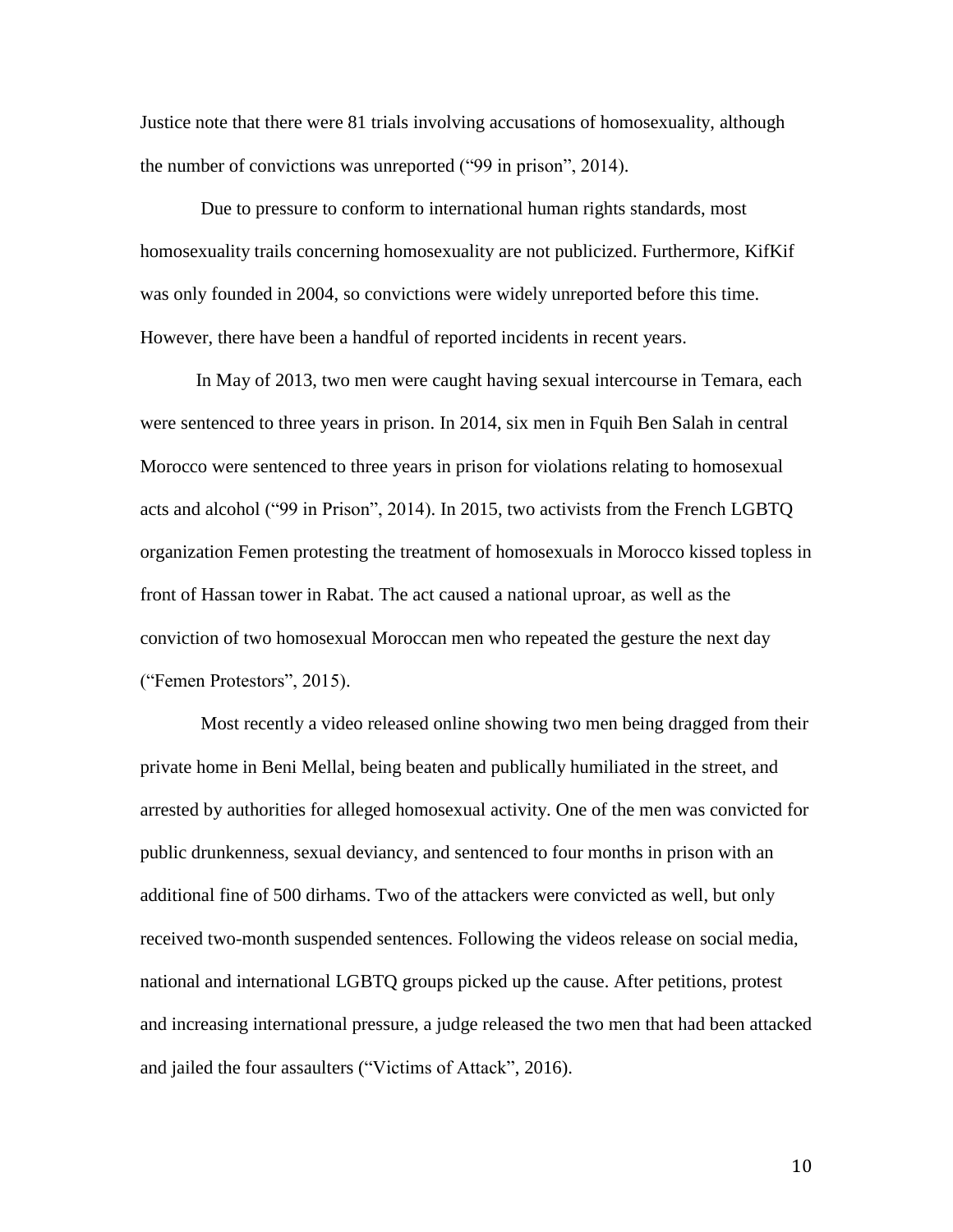Justice note that there were 81 trials involving accusations of homosexuality, although the number of convictions was unreported ("99 in prison", 2014).

Due to pressure to conform to international human rights standards, most homosexuality trails concerning homosexuality are not publicized. Furthermore, KifKif was only founded in 2004, so convictions were widely unreported before this time. However, there have been a handful of reported incidents in recent years.

In May of 2013, two men were caught having sexual intercourse in Temara, each were sentenced to three years in prison. In 2014, six men in Fquih Ben Salah in central Morocco were sentenced to three years in prison for violations relating to homosexual acts and alcohol ("99 in Prison", 2014). In 2015, two activists from the French LGBTQ organization Femen protesting the treatment of homosexuals in Morocco kissed topless in front of Hassan tower in Rabat. The act caused a national uproar, as well as the conviction of two homosexual Moroccan men who repeated the gesture the next day ("Femen Protestors", 2015).

Most recently a video released online showing two men being dragged from their private home in Beni Mellal, being beaten and publically humiliated in the street, and arrested by authorities for alleged homosexual activity. One of the men was convicted for public drunkenness, sexual deviancy, and sentenced to four months in prison with an additional fine of 500 dirhams. Two of the attackers were convicted as well, but only received two-month suspended sentences. Following the videos release on social media, national and international LGBTQ groups picked up the cause. After petitions, protest and increasing international pressure, a judge released the two men that had been attacked and jailed the four assaulters ("Victims of Attack", 2016).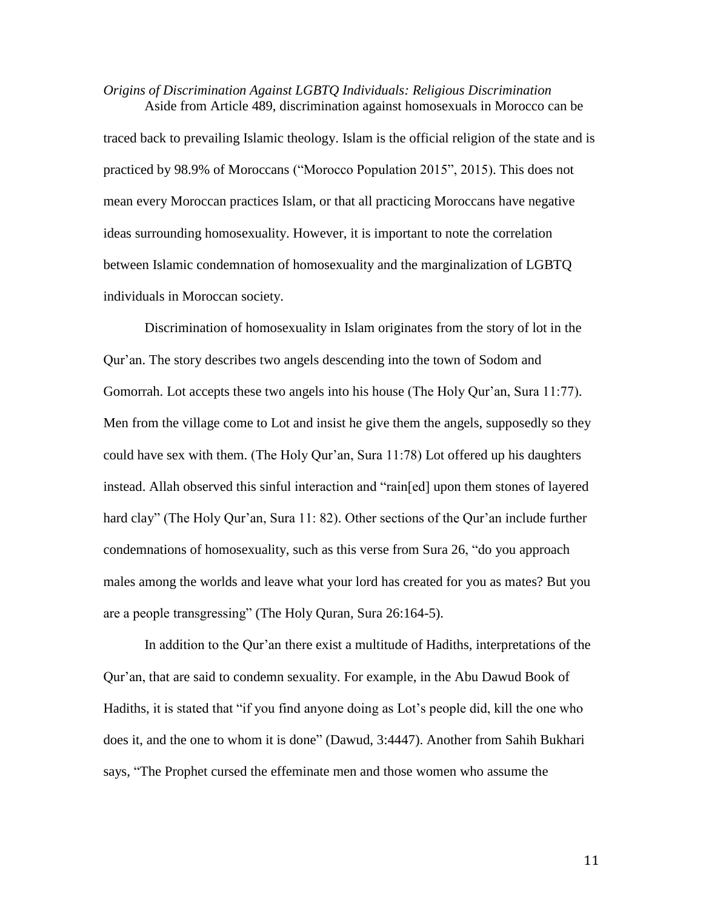*Origins of Discrimination Against LGBTQ Individuals: Religious Discrimination*

Aside from Article 489, discrimination against homosexuals in Morocco can be traced back to prevailing Islamic theology. Islam is the official religion of the state and is practiced by 98.9% of Moroccans ("Morocco Population 2015", 2015). This does not mean every Moroccan practices Islam, or that all practicing Moroccans have negative ideas surrounding homosexuality. However, it is important to note the correlation between Islamic condemnation of homosexuality and the marginalization of LGBTQ individuals in Moroccan society.

Discrimination of homosexuality in Islam originates from the story of lot in the Qur'an. The story describes two angels descending into the town of Sodom and Gomorrah. Lot accepts these two angels into his house (The Holy Qur'an, Sura 11:77). Men from the village come to Lot and insist he give them the angels, supposedly so they could have sex with them. (The Holy Qur'an, Sura 11:78) Lot offered up his daughters instead. Allah observed this sinful interaction and "rain[ed] upon them stones of layered hard clay" (The Holy Qur'an, Sura 11: 82). Other sections of the Qur'an include further condemnations of homosexuality, such as this verse from Sura 26, "do you approach males among the worlds and leave what your lord has created for you as mates? But you are a people transgressing" (The Holy Quran, Sura 26:164-5).

In addition to the Qur'an there exist a multitude of Hadiths, interpretations of the Qur'an, that are said to condemn sexuality. For example, in the Abu Dawud Book of Hadiths, it is stated that "if you find anyone doing as Lot's people did, kill the one who does it, and the one to whom it is done" (Dawud, 3:4447). Another from Sahih Bukhari says, "The Prophet cursed the effeminate men and those women who assume the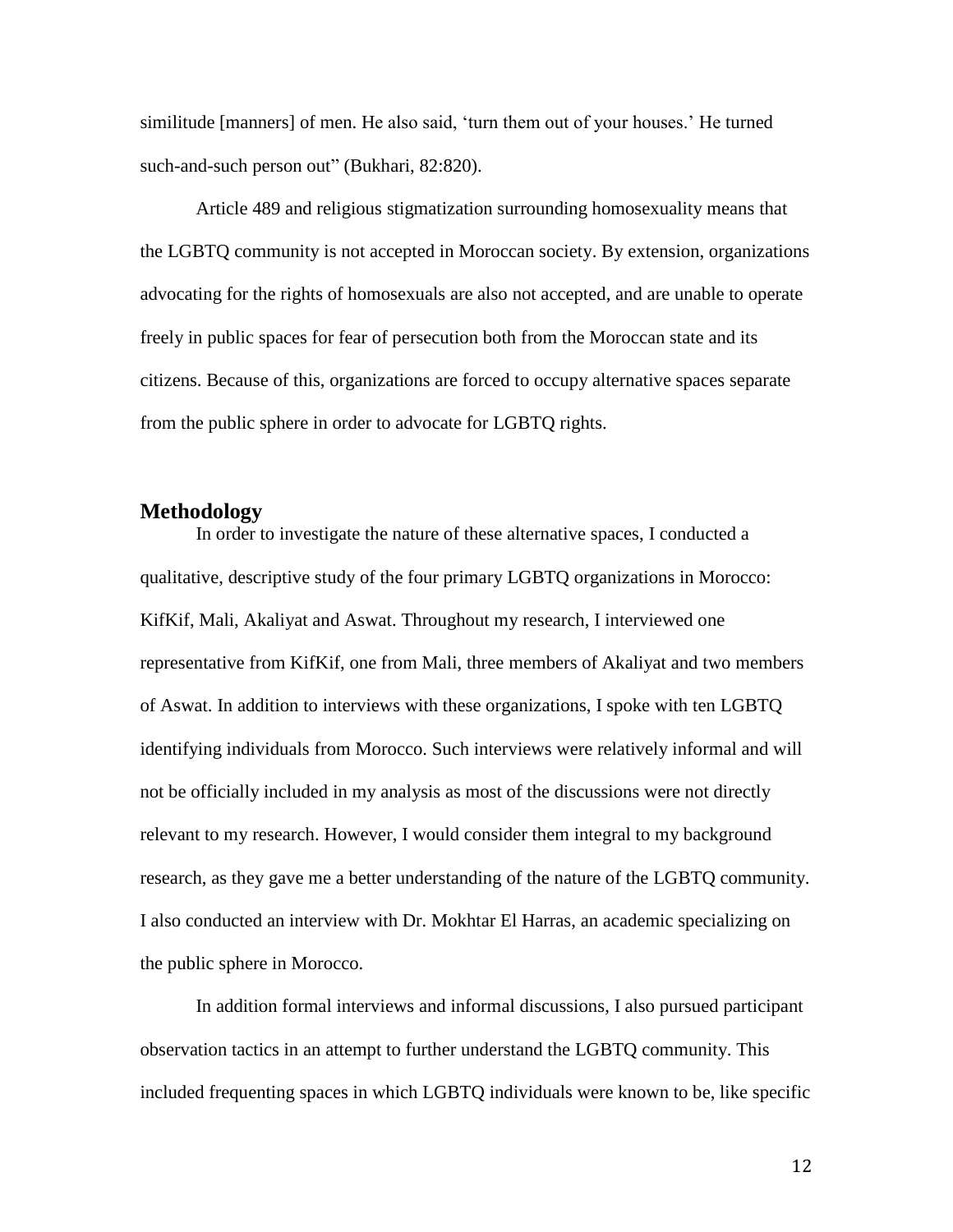similitude [manners] of men. He also said, 'turn them out of your houses.' He turned such-and-such person out" (Bukhari, 82:820).

Article 489 and religious stigmatization surrounding homosexuality means that the LGBTQ community is not accepted in Moroccan society. By extension, organizations advocating for the rights of homosexuals are also not accepted, and are unable to operate freely in public spaces for fear of persecution both from the Moroccan state and its citizens. Because of this, organizations are forced to occupy alternative spaces separate from the public sphere in order to advocate for LGBTQ rights.

## Methodology

In order to investigate the nature of these alternative spaces, I conducted a qualitative, descriptive study of the four primary LGBTQ organizations in Morocco: KifKif, Mali, Akaliyat and Aswat. Throughout my research, I interviewed one representative from KifKif, one from Mali, three members of Akaliyat and two members of Aswat. In addition to interviews with these organizations, I spoke with ten LGBTQ identifying individuals from Morocco. Such interviews were relatively informal and will not be officially included in my analysis as most of the discussions were not directly relevant to my research. However, I would consider them integral to my background research, as they gave me a better understanding of the nature of the LGBTQ community. I also conducted an interview with Dr. Mokhtar El Harras, an academic specializing on the public sphere in Morocco.

In addition formal interviews and informal discussions, I also pursued participant observation tactics in an attempt to further understand the LGBTQ community. This included frequenting spaces in which LGBTQ individuals were known to be, like specific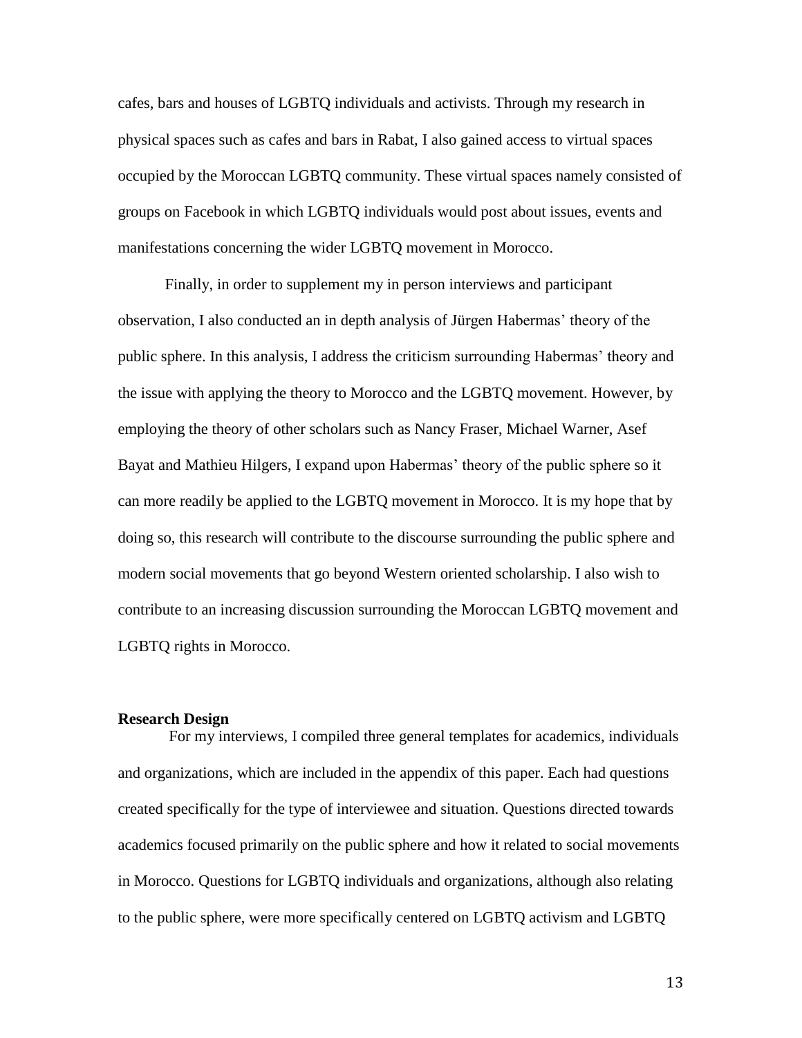cafes, bars and houses of LGBTQ individuals and activists. Through my research in physical spaces such as cafes and bars in Rabat, I also gained access to virtual spaces occupied by the Moroccan LGBTQ community. These virtual spaces namely consisted of groups on Facebook in which LGBTQ individuals would post about issues, events and manifestations concerning the wider LGBTQ movement in Morocco.

Finally, in order to supplement my in person interviews and participant observation, I also conducted an in depth analysis of Jürgen Habermas' theory of the public sphere. In this analysis, I address the criticism surrounding Habermas' theory and the issue with applying the theory to Morocco and the LGBTQ movement. However, by employing the theory of other scholars such as Nancy Fraser, Michael Warner, Asef Bayat and Mathieu Hilgers, I expand upon Habermas' theory of the public sphere so it can more readily be applied to the LGBTQ movement in Morocco. It is my hope that by doing so, this research will contribute to the discourse surrounding the public sphere and modern social movements that go beyond Western oriented scholarship. I also wish to contribute to an increasing discussion surrounding the Moroccan LGBTQ movement and LGBTQ rights in Morocco.

**Research Design**

For my interviews, I compiled three general templates for academics, individuals and organizations, which are included in the appendix of this paper. Each had questions created specifically for the type of interviewee and situation. Questions directed towards academics focused primarily on the public sphere and how it related to social movements in Morocco. Questions for LGBTQ individuals and organizations, although also relating to the public sphere, were more specifically centered on LGBTQ activism and LGBTQ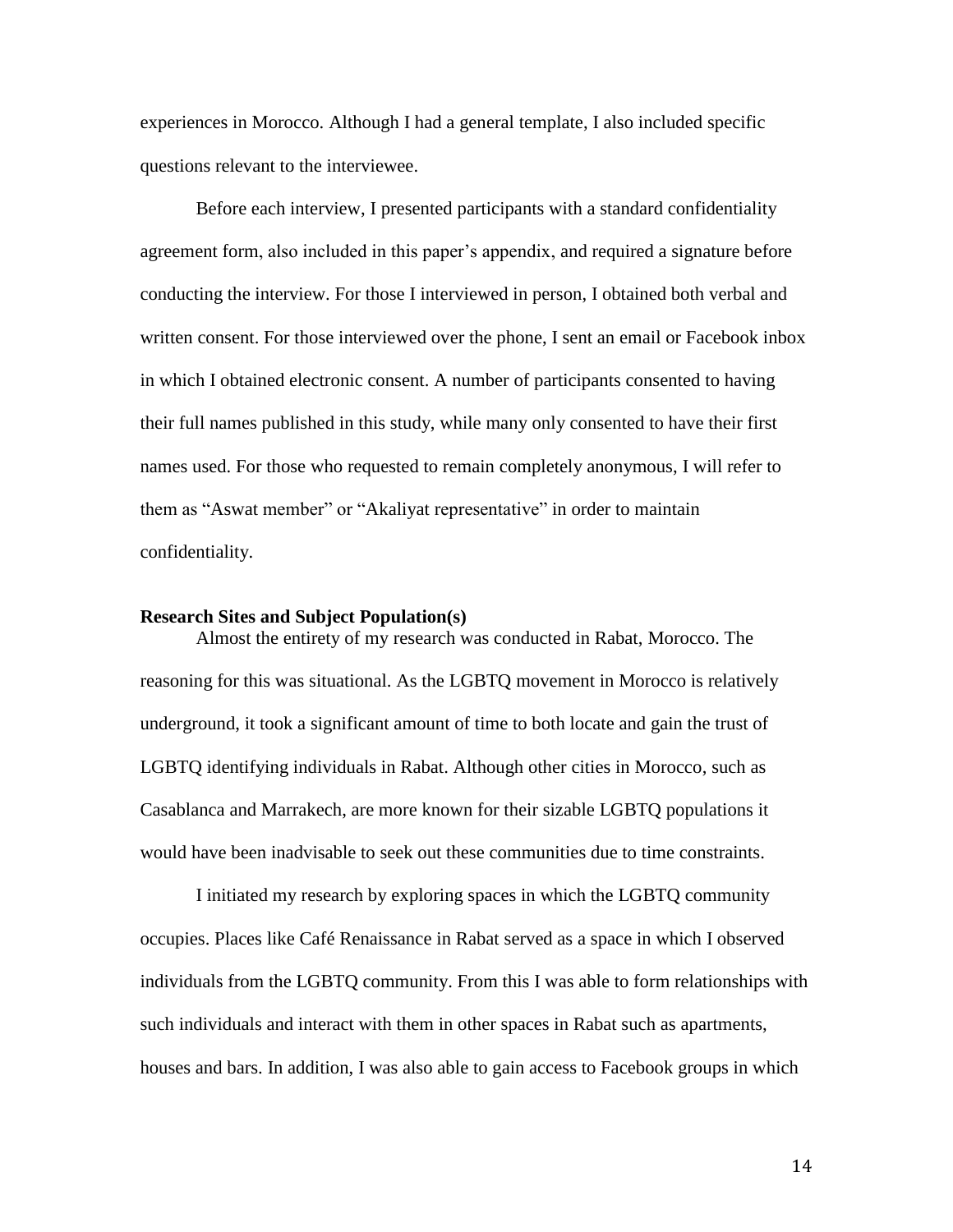experiences in Morocco. Although I had a general template, I also included specific questions relevant to the interviewee.

Before each interview, I presented participants with a standard confidentiality agreement form, also included in this paper's appendix, and required a signature before conducting the interview. For those I interviewed in person, I obtained both verbal and written consent. For those interviewed over the phone, I sent an email or Facebook inbox in which I obtained electronic consent. A number of participants consented to having their full names published in this study, while many only consented to have their first names used. For those who requested to remain completely anonymous, I will refer to them as "Aswat member" or "Akaliyat representative" in order to maintain confidentiality.

**Research Sites and Subject Population(s)**

Almost the entirety of my research was conducted in Rabat, Morocco. The reasoning for this was situational. As the LGBTQ movement in Morocco is relatively underground, it took a significant amount of time to both locate and gain the trust of LGBTQ identifying individuals in Rabat. Although other cities in Morocco, such as Casablanca and Marrakech, are more known for their sizable LGBTQ populations it would have been inadvisable to seek out these communities due to time constraints.

I initiated my research by exploring spaces in which the LGBTQ community occupies. Places like Café Renaissance in Rabat served as a space in which I observed individuals from the LGBTQ community. From this I was able to form relationships with such individuals and interact with them in other spaces in Rabat such as apartments, houses and bars. In addition, I was also able to gain access to Facebook groups in which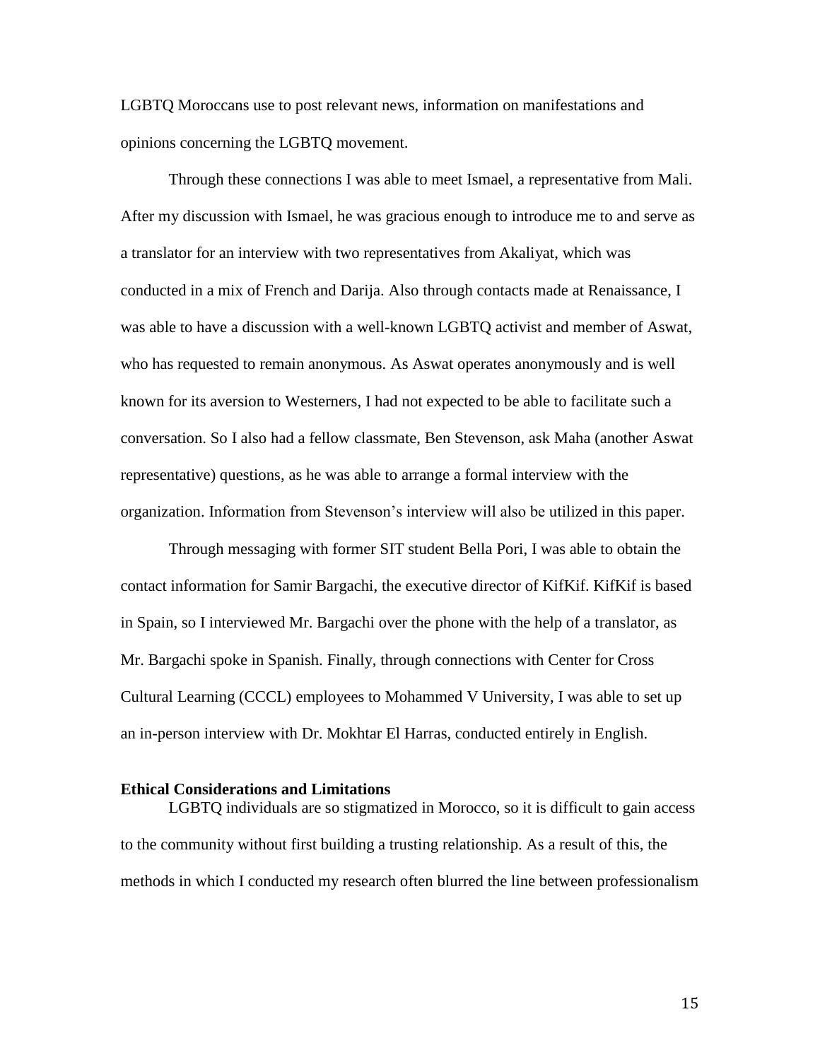LGBTQ Moroccans use to post relevant news, information on manifestations and opinions concerning the LGBTQ movement.

Through these connections I was able to meet Ismael, a representative from Mali. After my discussion with Ismael, he was gracious enough to introduce me to and serve as a translator for an interview with two representatives from Akaliyat, which was conducted in a mix of French and Darija. Also through contacts made at Renaissance, I was able to have a discussion with a well-known LGBTQ activist and member of Aswat, who has requested to remain anonymous. As Aswat operates anonymously and is well known for its aversion to Westerners, I had not expected to be able to facilitate such a conversation. So I also had a fellow classmate, Ben Stevenson, ask Maha (another Aswat representative) questions, as he was able to arrange a formal interview with the organization. Information from Stevenson's interview will also be utilized in this paper.

Through messaging with former SIT student Bella Pori, I was able to obtain the contact information for Samir Bargachi, the executive director of KifKif. KifKif is based in Spain, so I interviewed Mr. Bargachi over the phone with the help of a translator, as Mr. Bargachi spoke in Spanish. Finally, through connections with Center for Cross Cultural Learning (CCCL) employees to Mohammed V University, I was able to set up an in-person interview with Dr. Mokhtar El Harras, conducted entirely in English.

**Ethical Considerations and Limitations**

LGBTQ individuals are so stigmatized in Morocco, so it is difficult to gain access to the community without first building a trusting relationship. As a result of this, the methods in which I conducted my research often blurred the line between professionalism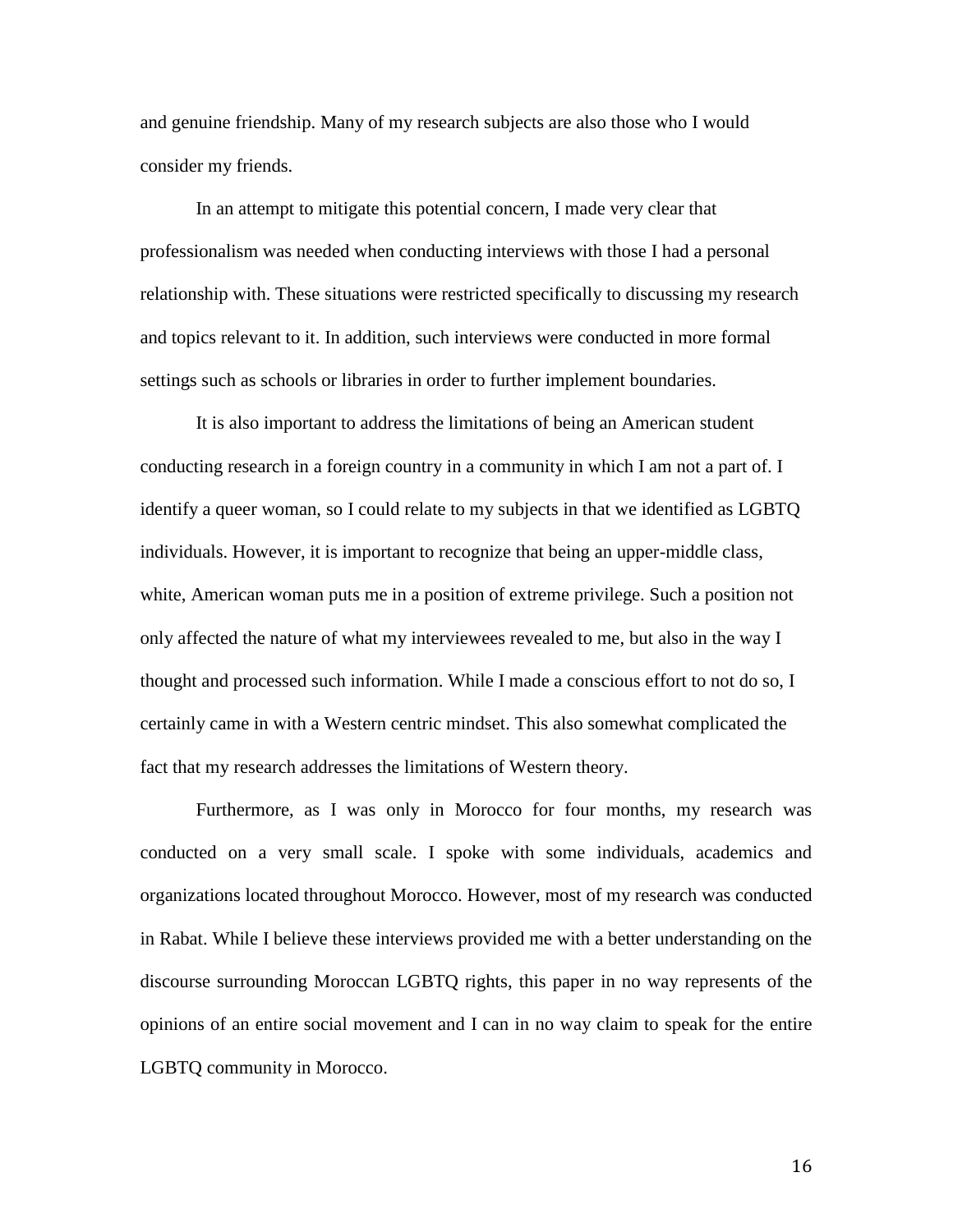and genuine friendship. Many of my research subjects are also those who I would consider my friends.

In an attempt to mitigate this potential concern, I made very clear that professionalism was needed when conducting interviews with those I had a personal relationship with. These situations were restricted specifically to discussing my research and topics relevant to it. In addition, such interviews were conducted in more formal settings such as schools or libraries in order to further implement boundaries.

It is also important to address the limitations of being an American student conducting research in a foreign country in a community in which I am not a part of. I identify a queer woman, so I could relate to my subjects in that we identified as LGBTQ individuals. However, it is important to recognize that being an upper-middle class, white, American woman puts me in a position of extreme privilege. Such a position not only affected the nature of what my interviewees revealed to me, but also in the way I thought and processed such information. While I made a conscious effort to not do so, I certainly came in with a Western centric mindset. This also somewhat complicated the fact that my research addresses the limitations of Western theory.

Furthermore, as I was only in Morocco for four months, my research was conducted on a very small scale. I spoke with some individuals, academics and organizations located throughout Morocco. However, most of my research was conducted in Rabat. While I believe these interviews provided me with a better understanding on the discourse surrounding Moroccan LGBTQ rights, this paper in no way represents of the opinions of an entire social movement and I can in no way claim to speak for the entire LGBTQ community in Morocco.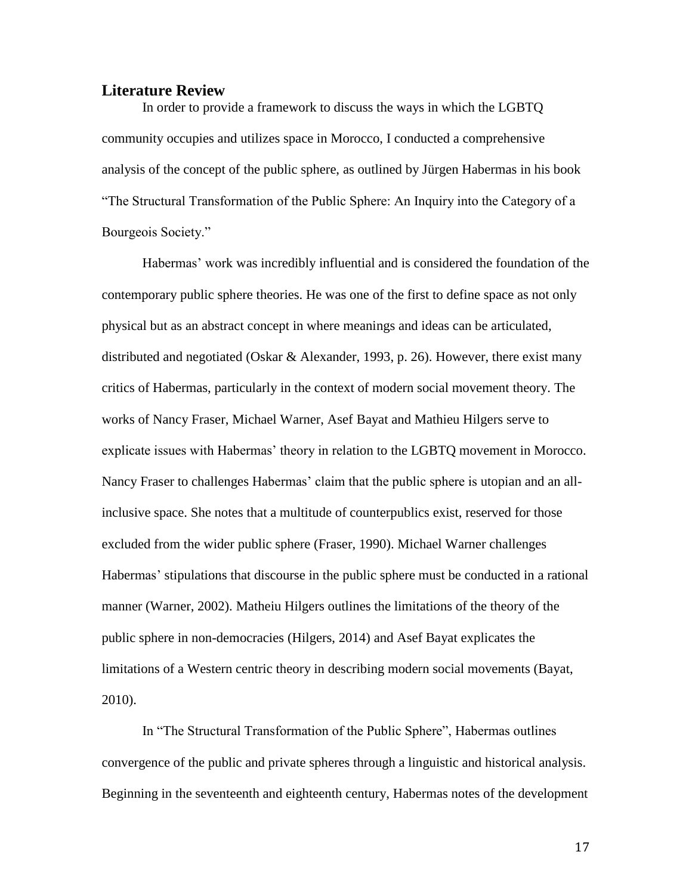## Literature Review

In order to provide a framework to discuss the ways in which the LGBTQ community occupies and utilizes space in Morocco, I conducted a comprehensive analysis of the concept of the public sphere, as outlined by Jürgen Habermas in his book "The Structural Transformation of the Public Sphere: An Inquiry into the Category of a Bourgeois Society."

Habermas' work was incredibly influential and is considered the foundation of the contemporary public sphere theories. He was one of the first to define space as not only physical but as an abstract concept in where meanings and ideas can be articulated, distributed and negotiated (Oskar & Alexander, 1993, p. 26). However, there exist many critics of Habermas, particularly in the context of modern social movement theory. The works of Nancy Fraser, Michael Warner, Asef Bayat and Mathieu Hilgers serve to explicate issues with Habermas' theory in relation to the LGBTQ movement in Morocco. Nancy Fraser to challenges Habermas' claim that the public sphere is utopian and an all-inclusive space. She notes that a multitude of counterpublics exist, reserved for those excluded from the wider public sphere (Fraser, 1990). Michael Warner challenges Habermas' stipulations that discourse in the public sphere must be conducted in a rational manner (Warner, 2002). Matheiu Hilgers outlines the limitations of the theory of the public sphere in non-democracies (Hilgers, 2014) and Asef Bayat explicates the limitations of a Western centric theory in describing modern social movements (Bayat, 2010).

In "The Structural Transformation of the Public Sphere", Habermas outlines convergence of the public and private spheres through a linguistic and historical analysis. Beginning in the seventeenth and eighteenth century, Habermas notes of the development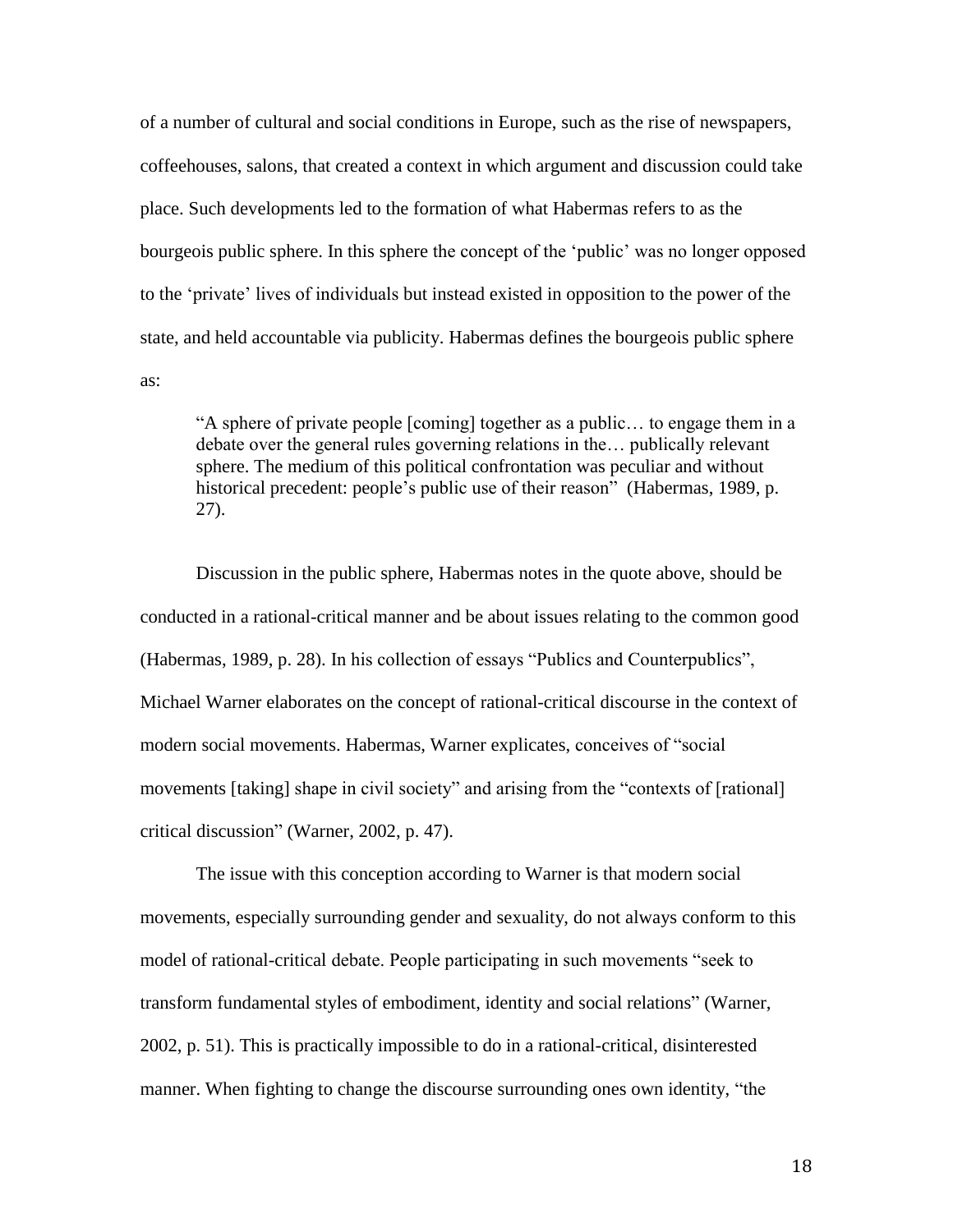of a number of cultural and social conditions in Europe, such as the rise of newspapers, coffeehouses, salons, that created a context in which argument and discussion could take place. Such developments led to the formation of what Habermas refers to as the bourgeois public sphere. In this sphere the concept of the 'public' was no longer opposed to the 'private' lives of individuals but instead existed in opposition to the power of the state, and held accountable via publicity. Habermas defines the bourgeois public sphere as:

> "A sphere of private people [coming] together as a public… to engage them in a debate over the general rules governing relations in the… publically relevant sphere. The medium of this political confrontation was peculiar and without historical precedent: people's public use of their reason" (Habermas, 1989, p. 27).

Discussion in the public sphere, Habermas notes in the quote above, should be conducted in a rational-critical manner and be about issues relating to the common good (Habermas, 1989, p. 28). In his collection of essays "Publics and Counterpublics", Michael Warner elaborates on the concept of rational-critical discourse in the context of modern social movements. Habermas, Warner explicates, conceives of "social movements [taking] shape in civil society" and arising from the "contexts of [rational] critical discussion" (Warner, 2002, p. 47).

The issue with this conception according to Warner is that modern social movements, especially surrounding gender and sexuality, do not always conform to this model of rational-critical debate. People participating in such movements "seek to transform fundamental styles of embodiment, identity and social relations" (Warner, 2002, p. 51). This is practically impossible to do in a rational-critical, disinterested manner. When fighting to change the discourse surrounding ones own identity, "the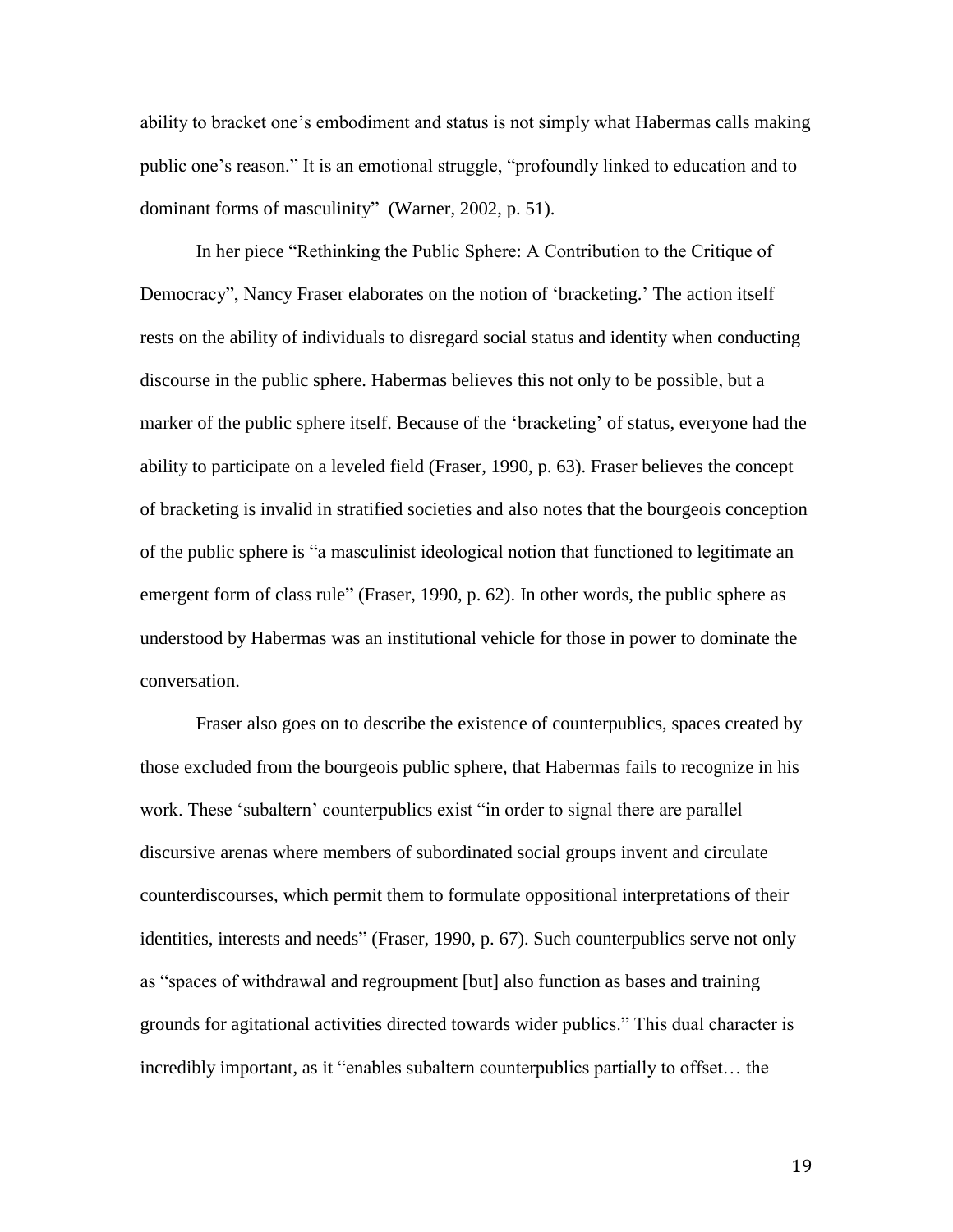ability to bracket one's embodiment and status is not simply what Habermas calls making public one's reason." It is an emotional struggle, "profoundly linked to education and to dominant forms of masculinity" (Warner, 2002, p. 51).

In her piece "Rethinking the Public Sphere: A Contribution to the Critique of Democracy", Nancy Fraser elaborates on the notion of 'bracketing.' The action itself rests on the ability of individuals to disregard social status and identity when conducting discourse in the public sphere. Habermas believes this not only to be possible, but a marker of the public sphere itself. Because of the 'bracketing' of status, everyone had the ability to participate on a leveled field (Fraser, 1990, p. 63). Fraser believes the concept of bracketing is invalid in stratified societies and also notes that the bourgeois conception of the public sphere is "a masculinist ideological notion that functioned to legitimate an emergent form of class rule" (Fraser, 1990, p. 62). In other words, the public sphere as understood by Habermas was an institutional vehicle for those in power to dominate the conversation.

Fraser also goes on to describe the existence of counterpublics, spaces created by those excluded from the bourgeois public sphere, that Habermas fails to recognize in his work. These 'subaltern' counterpublics exist "in order to signal there are parallel discursive arenas where members of subordinated social groups invent and circulate counterdiscourses, which permit them to formulate oppositional interpretations of their identities, interests and needs" (Fraser, 1990, p. 67). Such counterpublics serve not only as "spaces of withdrawal and regroupment [but] also function as bases and training grounds for agitational activities directed towards wider publics." This dual character is incredibly important, as it "enables subaltern counterpublics partially to offset… the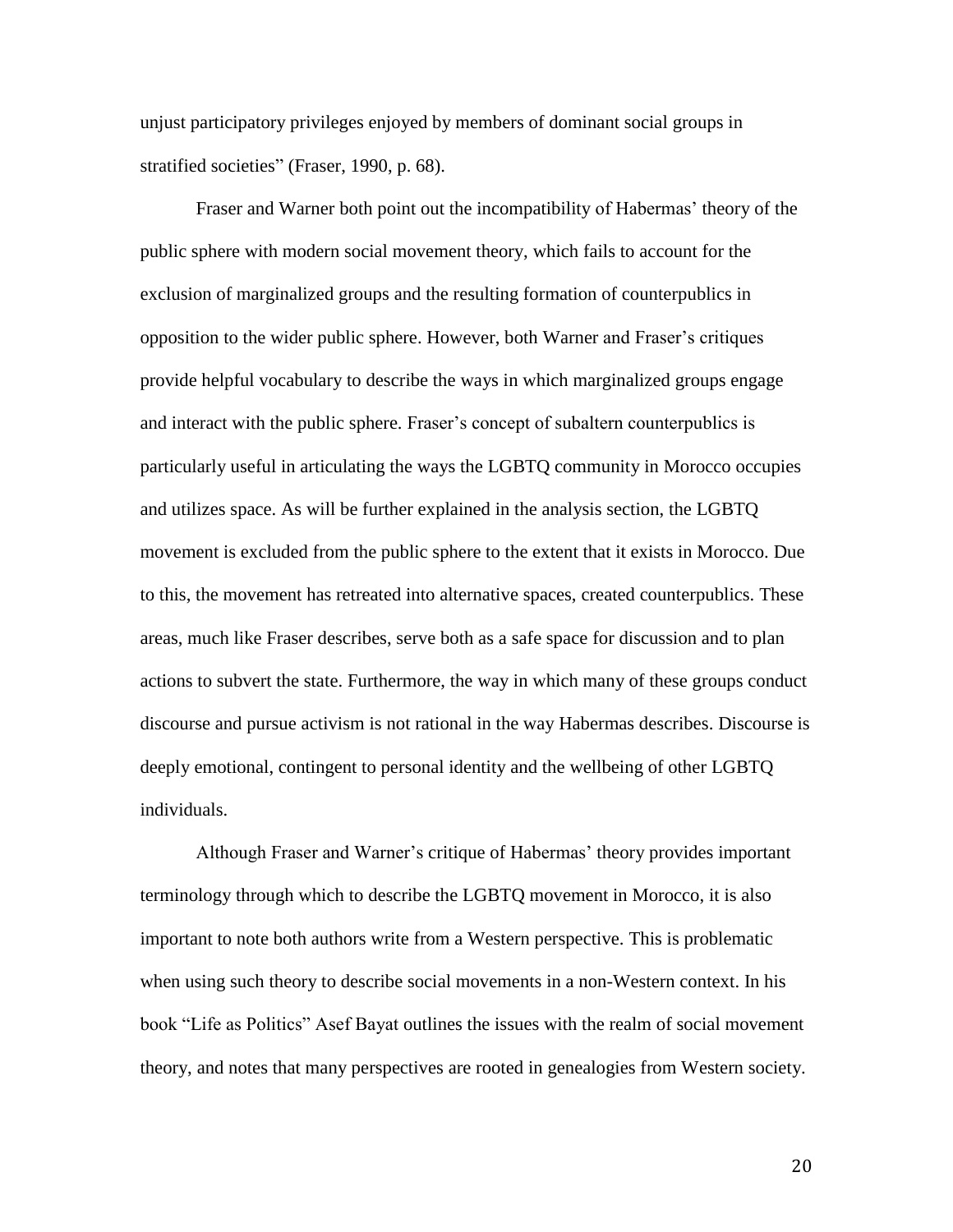unjust participatory privileges enjoyed by members of dominant social groups in stratified societies" (Fraser, 1990, p. 68).

Fraser and Warner both point out the incompatibility of Habermas' theory of the public sphere with modern social movement theory, which fails to account for the exclusion of marginalized groups and the resulting formation of counterpublics in opposition to the wider public sphere. However, both Warner and Fraser's critiques provide helpful vocabulary to describe the ways in which marginalized groups engage and interact with the public sphere. Fraser's concept of subaltern counterpublics is particularly useful in articulating the ways the LGBTQ community in Morocco occupies and utilizes space. As will be further explained in the analysis section, the LGBTQ movement is excluded from the public sphere to the extent that it exists in Morocco. Due to this, the movement has retreated into alternative spaces, created counterpublics. These areas, much like Fraser describes, serve both as a safe space for discussion and to plan actions to subvert the state. Furthermore, the way in which many of these groups conduct discourse and pursue activism is not rational in the way Habermas describes. Discourse is deeply emotional, contingent to personal identity and the wellbeing of other LGBTQ individuals.

Although Fraser and Warner's critique of Habermas' theory provides important terminology through which to describe the LGBTQ movement in Morocco, it is also important to note both authors write from a Western perspective. This is problematic when using such theory to describe social movements in a non-Western context. In his book "Life as Politics" Asef Bayat outlines the issues with the realm of social movement theory, and notes that many perspectives are rooted in genealogies from Western society.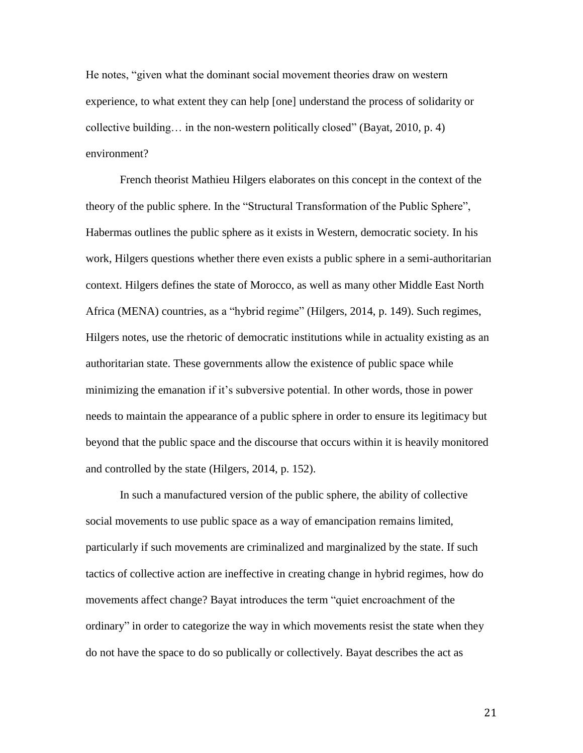He notes, "given what the dominant social movement theories draw on western experience, to what extent they can help [one] understand the process of solidarity or collective building… in the non-western politically closed" (Bayat, 2010, p. 4) environment?

French theorist Mathieu Hilgers elaborates on this concept in the context of the theory of the public sphere. In the "Structural Transformation of the Public Sphere", Habermas outlines the public sphere as it exists in Western, democratic society. In his work, Hilgers questions whether there even exists a public sphere in a semi-authoritarian context. Hilgers defines the state of Morocco, as well as many other Middle East North Africa (MENA) countries, as a "hybrid regime" (Hilgers, 2014, p. 149). Such regimes, Hilgers notes, use the rhetoric of democratic institutions while in actuality existing as an authoritarian state. These governments allow the existence of public space while minimizing the emanation if it's subversive potential. In other words, those in power needs to maintain the appearance of a public sphere in order to ensure its legitimacy but beyond that the public space and the discourse that occurs within it is heavily monitored and controlled by the state (Hilgers, 2014, p. 152).

In such a manufactured version of the public sphere, the ability of collective social movements to use public space as a way of emancipation remains limited, particularly if such movements are criminalized and marginalized by the state. If such tactics of collective action are ineffective in creating change in hybrid regimes, how do movements affect change? Bayat introduces the term "quiet encroachment of the ordinary" in order to categorize the way in which movements resist the state when they do not have the space to do so publically or collectively. Bayat describes the act as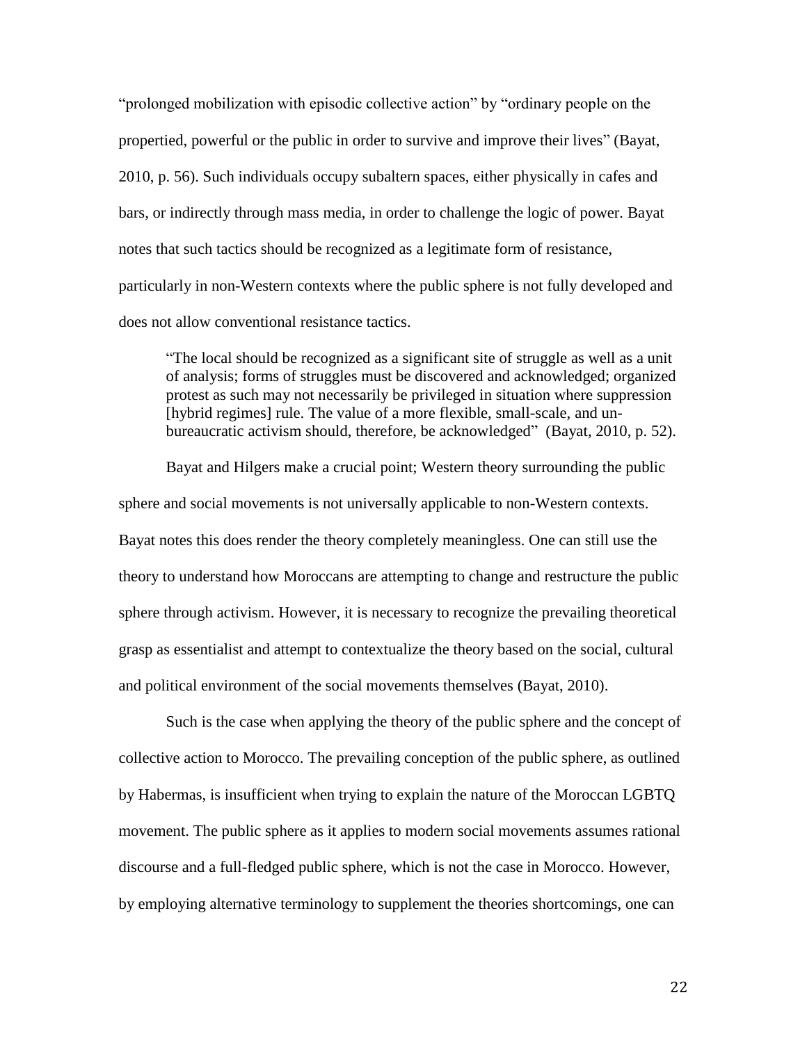"prolonged mobilization with episodic collective action" by "ordinary people on the propertied, powerful or the public in order to survive and improve their lives" (Bayat, 2010, p. 56). Such individuals occupy subaltern spaces, either physically in cafes and bars, or indirectly through mass media, in order to challenge the logic of power. Bayat notes that such tactics should be recognized as a legitimate form of resistance, particularly in non-Western contexts where the public sphere is not fully developed and does not allow conventional resistance tactics.

> "The local should be recognized as a significant site of struggle as well as a unit of analysis; forms of struggles must be discovered and acknowledged; organized protest as such may not necessarily be privileged in situation where suppression [hybrid regimes] rule. The value of a more flexible, small-scale, and un-bureaucratic activism should, therefore, be acknowledged" (Bayat, 2010, p. 52).

Bayat and Hilgers make a crucial point; Western theory surrounding the public sphere and social movements is not universally applicable to non-Western contexts. Bayat notes this does render the theory completely meaningless. One can still use the theory to understand how Moroccans are attempting to change and restructure the public sphere through activism. However, it is necessary to recognize the prevailing theoretical grasp as essentialist and attempt to contextualize the theory based on the social, cultural and political environment of the social movements themselves (Bayat, 2010).

Such is the case when applying the theory of the public sphere and the concept of collective action to Morocco. The prevailing conception of the public sphere, as outlined by Habermas, is insufficient when trying to explain the nature of the Moroccan LGBTQ movement. The public sphere as it applies to modern social movements assumes rational discourse and a full-fledged public sphere, which is not the case in Morocco. However, by employing alternative terminology to supplement the theories shortcomings, one can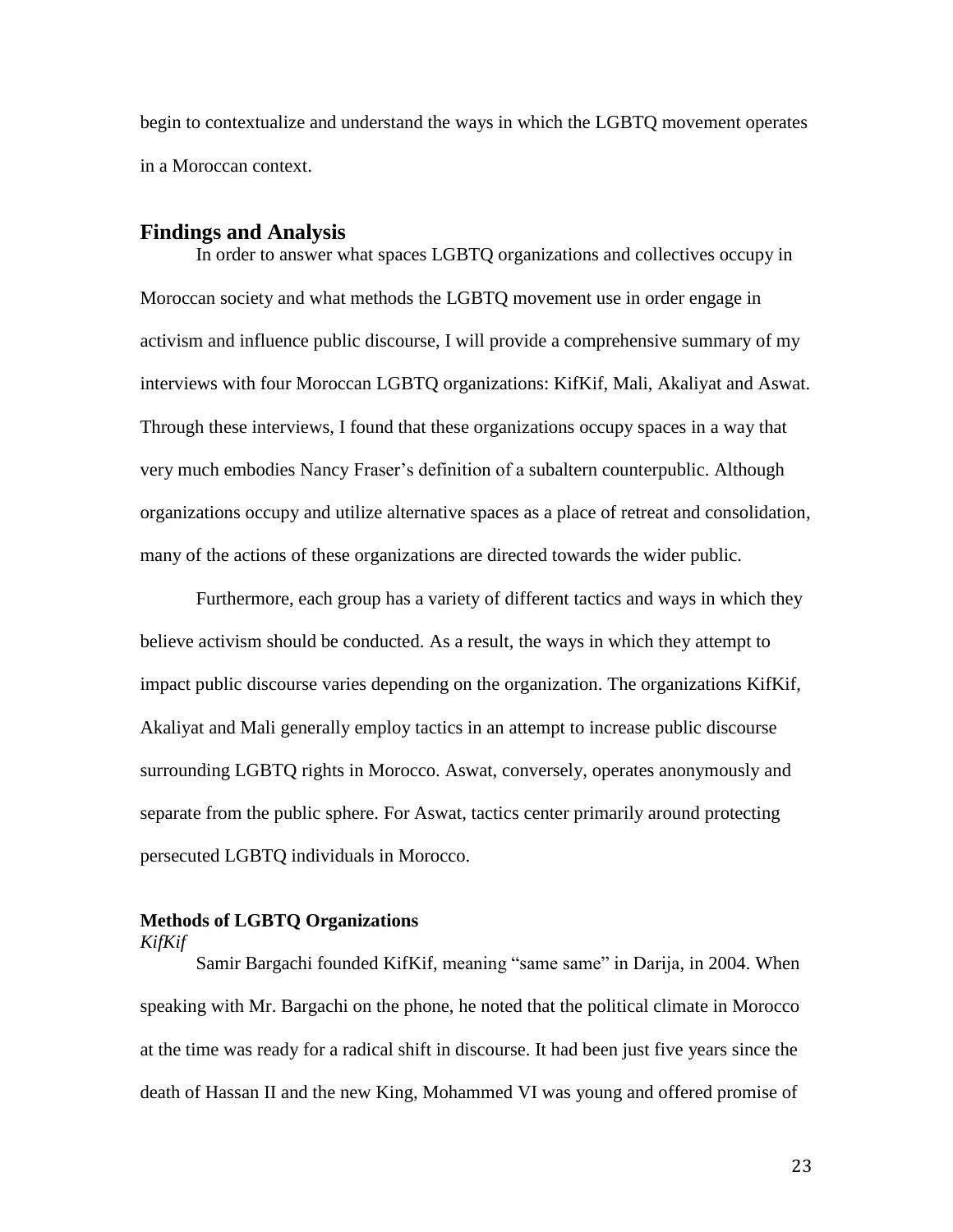begin to contextualize and understand the ways in which the LGBTQ movement operates in a Moroccan context.

## Findings and Analysis

In order to answer what spaces LGBTQ organizations and collectives occupy in Moroccan society and what methods the LGBTQ movement use in order engage in activism and influence public discourse, I will provide a comprehensive summary of my interviews with four Moroccan LGBTQ organizations: KifKif, Mali, Akaliyat and Aswat. Through these interviews, I found that these organizations occupy spaces in a way that very much embodies Nancy Fraser's definition of a subaltern counterpublic. Although organizations occupy and utilize alternative spaces as a place of retreat and consolidation, many of the actions of these organizations are directed towards the wider public.

Furthermore, each group has a variety of different tactics and ways in which they believe activism should be conducted. As a result, the ways in which they attempt to impact public discourse varies depending on the organization. The organizations KifKif, Akaliyat and Mali generally employ tactics in an attempt to increase public discourse surrounding LGBTQ rights in Morocco. Aswat, conversely, operates anonymously and separate from the public sphere. For Aswat, tactics center primarily around protecting persecuted LGBTQ individuals in Morocco.

### Methods of LGBTQ Organizations

#### *KifKif*

Samir Bargachi founded KifKif, meaning "same same" in Darija, in 2004. When speaking with Mr. Bargachi on the phone, he noted that the political climate in Morocco at the time was ready for a radical shift in discourse. It had been just five years since the death of Hassan II and the new King, Mohammed VI was young and offered promise of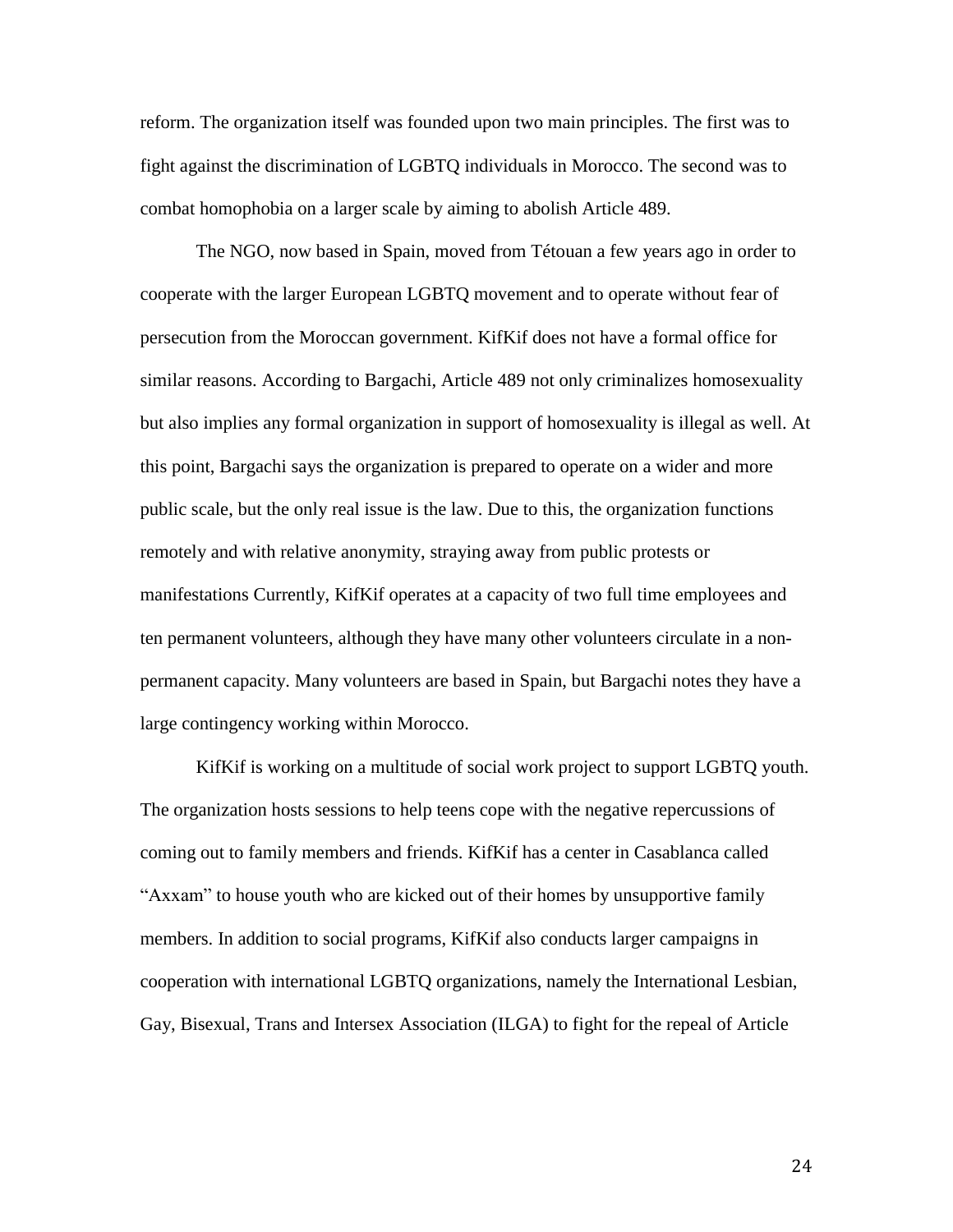reform. The organization itself was founded upon two main principles. The first was to fight against the discrimination of LGBTQ individuals in Morocco. The second was to combat homophobia on a larger scale by aiming to abolish Article 489.

The NGO, now based in Spain, moved from Tétouan a few years ago in order to cooperate with the larger European LGBTQ movement and to operate without fear of persecution from the Moroccan government. KifKif does not have a formal office for similar reasons. According to Bargachi, Article 489 not only criminalizes homosexuality but also implies any formal organization in support of homosexuality is illegal as well. At this point, Bargachi says the organization is prepared to operate on a wider and more public scale, but the only real issue is the law. Due to this, the organization functions remotely and with relative anonymity, straying away from public protests or manifestations Currently, KifKif operates at a capacity of two full time employees and ten permanent volunteers, although they have many other volunteers circulate in a non-permanent capacity. Many volunteers are based in Spain, but Bargachi notes they have a large contingency working within Morocco.

KifKif is working on a multitude of social work project to support LGBTQ youth. The organization hosts sessions to help teens cope with the negative repercussions of coming out to family members and friends. KifKif has a center in Casablanca called "Axxam" to house youth who are kicked out of their homes by unsupportive family members. In addition to social programs, KifKif also conducts larger campaigns in cooperation with international LGBTQ organizations, namely the International Lesbian, Gay, Bisexual, Trans and Intersex Association (ILGA) to fight for the repeal of Article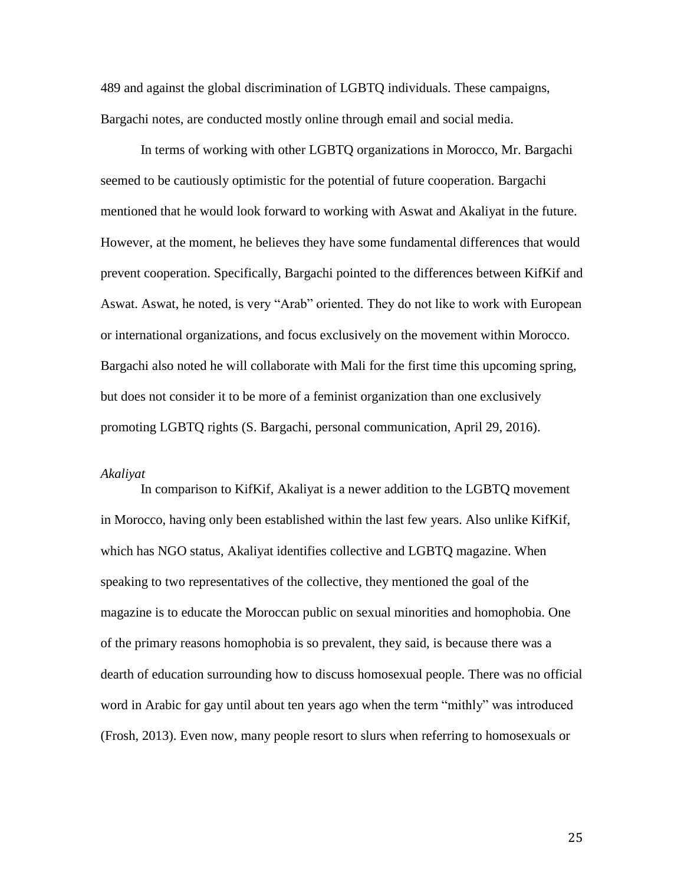489 and against the global discrimination of LGBTQ individuals. These campaigns, Bargachi notes, are conducted mostly online through email and social media.

In terms of working with other LGBTQ organizations in Morocco, Mr. Bargachi seemed to be cautiously optimistic for the potential of future cooperation. Bargachi mentioned that he would look forward to working with Aswat and Akaliyat in the future. However, at the moment, he believes they have some fundamental differences that would prevent cooperation. Specifically, Bargachi pointed to the differences between KifKif and Aswat. Aswat, he noted, is very "Arab" oriented. They do not like to work with European or international organizations, and focus exclusively on the movement within Morocco. Bargachi also noted he will collaborate with Mali for the first time this upcoming spring, but does not consider it to be more of a feminist organization than one exclusively promoting LGBTQ rights (S. Bargachi, personal communication, April 29, 2016).

*Akaliyat*

In comparison to KifKif, Akaliyat is a newer addition to the LGBTQ movement in Morocco, having only been established within the last few years. Also unlike KifKif, which has NGO status, Akaliyat identifies collective and LGBTQ magazine. When speaking to two representatives of the collective, they mentioned the goal of the magazine is to educate the Moroccan public on sexual minorities and homophobia. One of the primary reasons homophobia is so prevalent, they said, is because there was a dearth of education surrounding how to discuss homosexual people. There was no official word in Arabic for gay until about ten years ago when the term "mithly" was introduced (Frosh, 2013). Even now, many people resort to slurs when referring to homosexuals or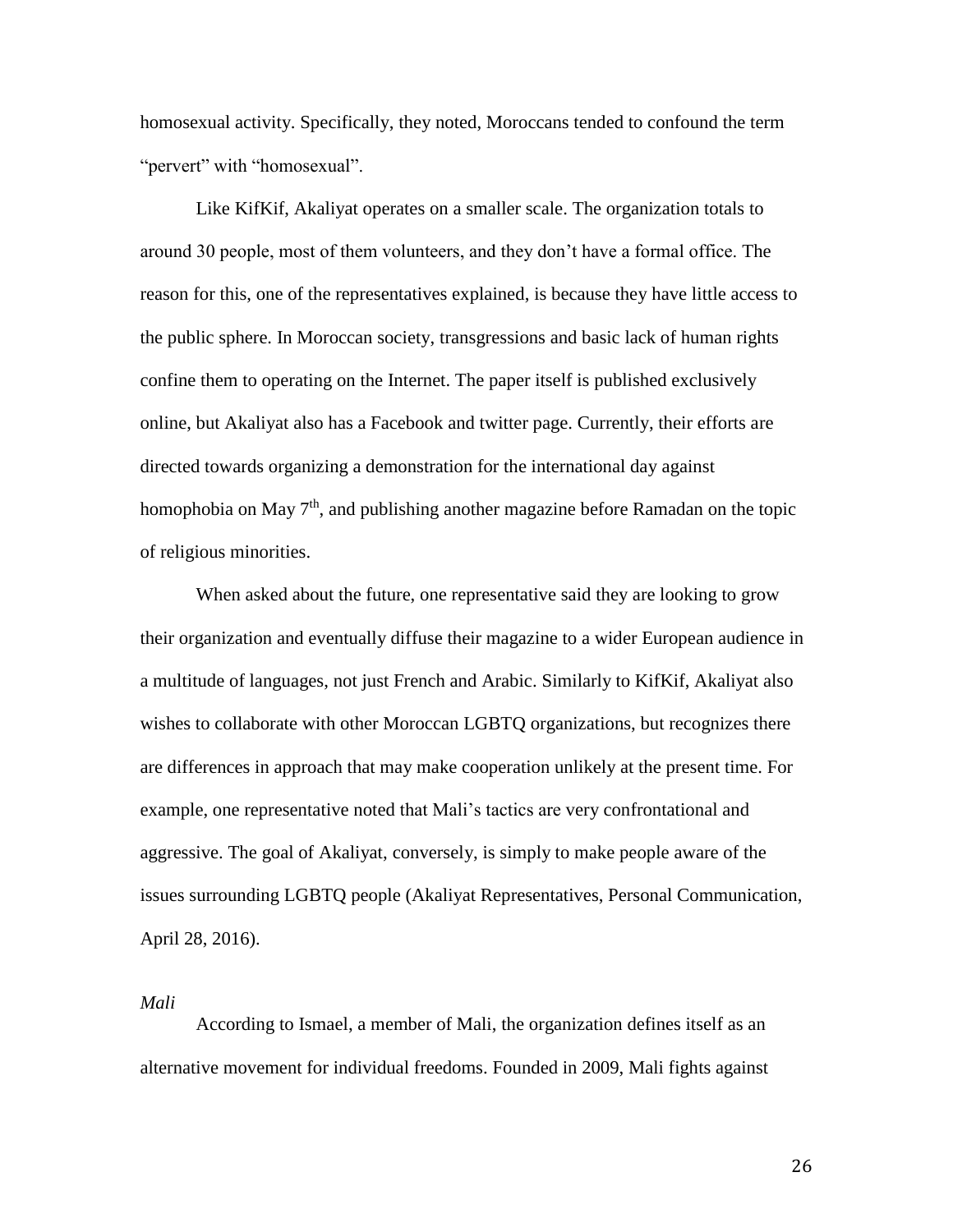homosexual activity. Specifically, they noted, Moroccans tended to confound the term "pervert" with "homosexual".

Like KifKif, Akaliyat operates on a smaller scale. The organization totals to around 30 people, most of them volunteers, and they don't have a formal office. The reason for this, one of the representatives explained, is because they have little access to the public sphere. In Moroccan society, transgressions and basic lack of human rights confine them to operating on the Internet. The paper itself is published exclusively online, but Akaliyat also has a Facebook and twitter page. Currently, their efforts are directed towards organizing a demonstration for the international day against homophobia on May 7th, and publishing another magazine before Ramadan on the topic of religious minorities.

When asked about the future, one representative said they are looking to grow their organization and eventually diffuse their magazine to a wider European audience in a multitude of languages, not just French and Arabic. Similarly to KifKif, Akaliyat also wishes to collaborate with other Moroccan LGBTQ organizations, but recognizes there are differences in approach that may make cooperation unlikely at the present time. For example, one representative noted that Mali's tactics are very confrontational and aggressive. The goal of Akaliyat, conversely, is simply to make people aware of the issues surrounding LGBTQ people (Akaliyat Representatives, Personal Communication, April 28, 2016).

*Mali*

According to Ismael, a member of Mali, the organization defines itself as an alternative movement for individual freedoms. Founded in 2009, Mali fights against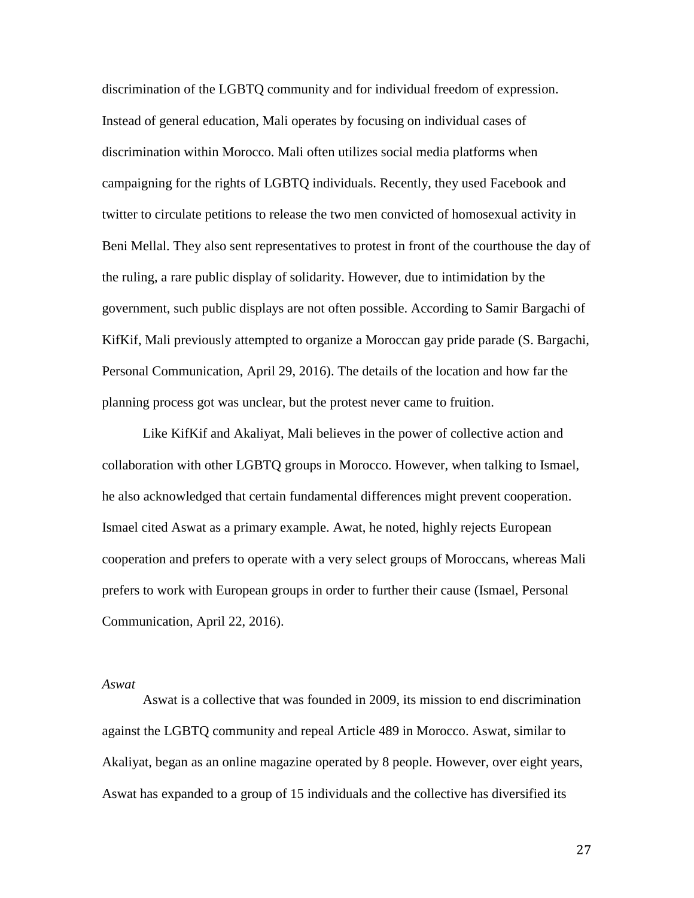discrimination of the LGBTQ community and for individual freedom of expression. Instead of general education, Mali operates by focusing on individual cases of discrimination within Morocco. Mali often utilizes social media platforms when campaigning for the rights of LGBTQ individuals. Recently, they used Facebook and twitter to circulate petitions to release the two men convicted of homosexual activity in Beni Mellal. They also sent representatives to protest in front of the courthouse the day of the ruling, a rare public display of solidarity. However, due to intimidation by the government, such public displays are not often possible. According to Samir Bargachi of KifKif, Mali previously attempted to organize a Moroccan gay pride parade (S. Bargachi, Personal Communication, April 29, 2016). The details of the location and how far the planning process got was unclear, but the protest never came to fruition.

Like KifKif and Akaliyat, Mali believes in the power of collective action and collaboration with other LGBTQ groups in Morocco. However, when talking to Ismael, he also acknowledged that certain fundamental differences might prevent cooperation. Ismael cited Aswat as a primary example. Awat, he noted, highly rejects European cooperation and prefers to operate with a very select groups of Moroccans, whereas Mali prefers to work with European groups in order to further their cause (Ismael, Personal Communication, April 22, 2016).

*Aswat*

Aswat is a collective that was founded in 2009, its mission to end discrimination against the LGBTQ community and repeal Article 489 in Morocco. Aswat, similar to Akaliyat, began as an online magazine operated by 8 people. However, over eight years, Aswat has expanded to a group of 15 individuals and the collective has diversified its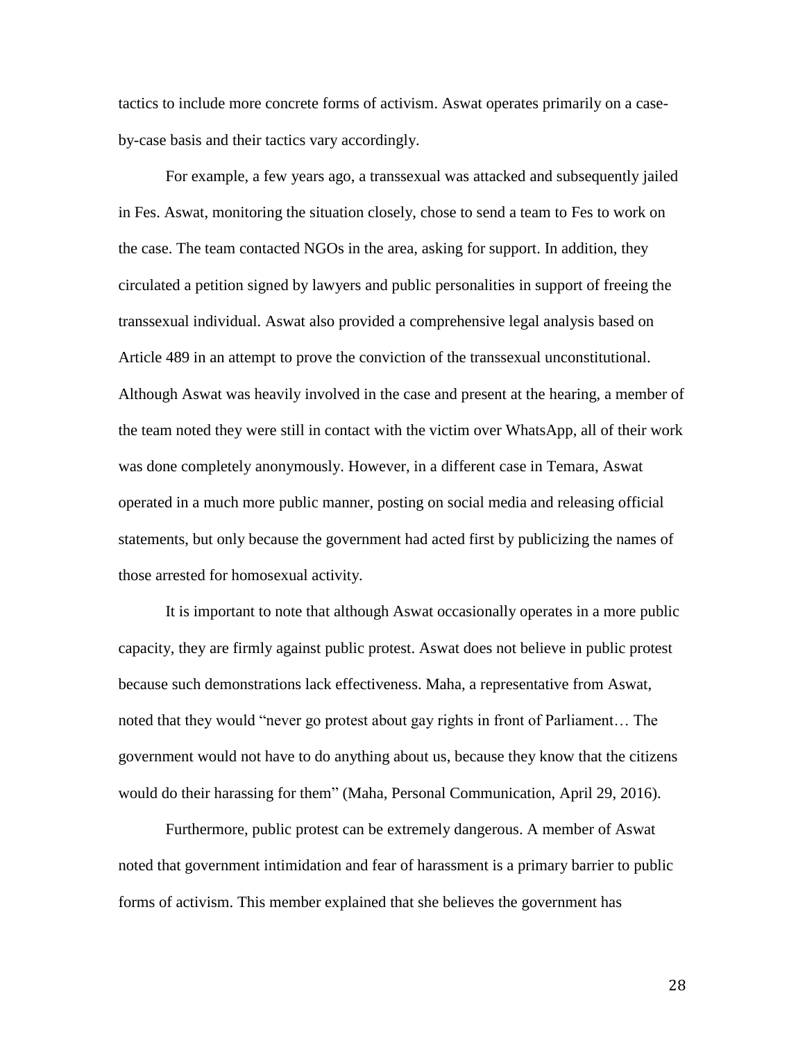tactics to include more concrete forms of activism. Aswat operates primarily on a case-by-case basis and their tactics vary accordingly.

For example, a few years ago, a transsexual was attacked and subsequently jailed in Fes. Aswat, monitoring the situation closely, chose to send a team to Fes to work on the case. The team contacted NGOs in the area, asking for support. In addition, they circulated a petition signed by lawyers and public personalities in support of freeing the transsexual individual. Aswat also provided a comprehensive legal analysis based on Article 489 in an attempt to prove the conviction of the transsexual unconstitutional. Although Aswat was heavily involved in the case and present at the hearing, a member of the team noted they were still in contact with the victim over WhatsApp, all of their work was done completely anonymously. However, in a different case in Temara, Aswat operated in a much more public manner, posting on social media and releasing official statements, but only because the government had acted first by publicizing the names of those arrested for homosexual activity.

It is important to note that although Aswat occasionally operates in a more public capacity, they are firmly against public protest. Aswat does not believe in public protest because such demonstrations lack effectiveness. Maha, a representative from Aswat, noted that they would "never go protest about gay rights in front of Parliament… The government would not have to do anything about us, because they know that the citizens would do their harassing for them" (Maha, Personal Communication, April 29, 2016).

Furthermore, public protest can be extremely dangerous. A member of Aswat noted that government intimidation and fear of harassment is a primary barrier to public forms of activism. This member explained that she believes the government has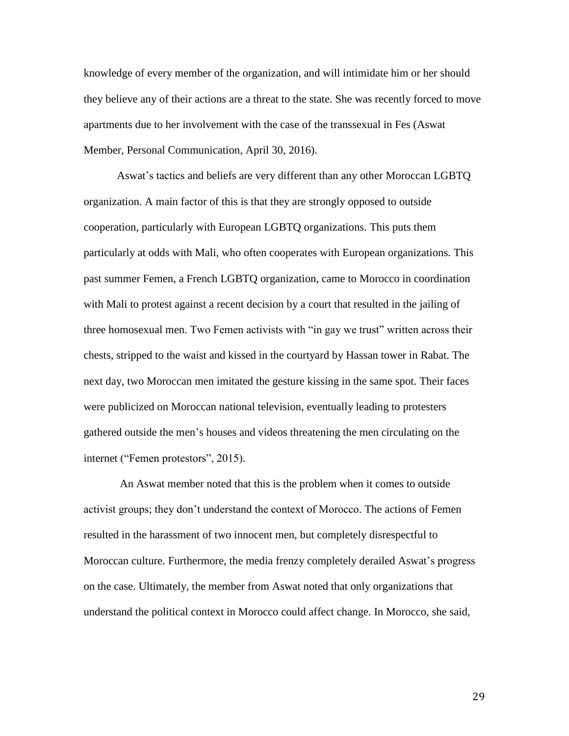knowledge of every member of the organization, and will intimidate him or her should they believe any of their actions are a threat to the state. She was recently forced to move apartments due to her involvement with the case of the transsexual in Fes (Aswat Member, Personal Communication, April 30, 2016).

Aswat's tactics and beliefs are very different than any other Moroccan LGBTQ organization. A main factor of this is that they are strongly opposed to outside cooperation, particularly with European LGBTQ organizations. This puts them particularly at odds with Mali, who often cooperates with European organizations. This past summer Femen, a French LGBTQ organization, came to Morocco in coordination with Mali to protest against a recent decision by a court that resulted in the jailing of three homosexual men. Two Femen activists with "in gay we trust" written across their chests, stripped to the waist and kissed in the courtyard by Hassan tower in Rabat. The next day, two Moroccan men imitated the gesture kissing in the same spot. Their faces were publicized on Moroccan national television, eventually leading to protesters gathered outside the men's houses and videos threatening the men circulating on the internet ("Femen protestors", 2015).

An Aswat member noted that this is the problem when it comes to outside activist groups; they don't understand the context of Morocco. The actions of Femen resulted in the harassment of two innocent men, but completely disrespectful to Moroccan culture. Furthermore, the media frenzy completely derailed Aswat's progress on the case. Ultimately, the member from Aswat noted that only organizations that understand the political context in Morocco could affect change. In Morocco, she said,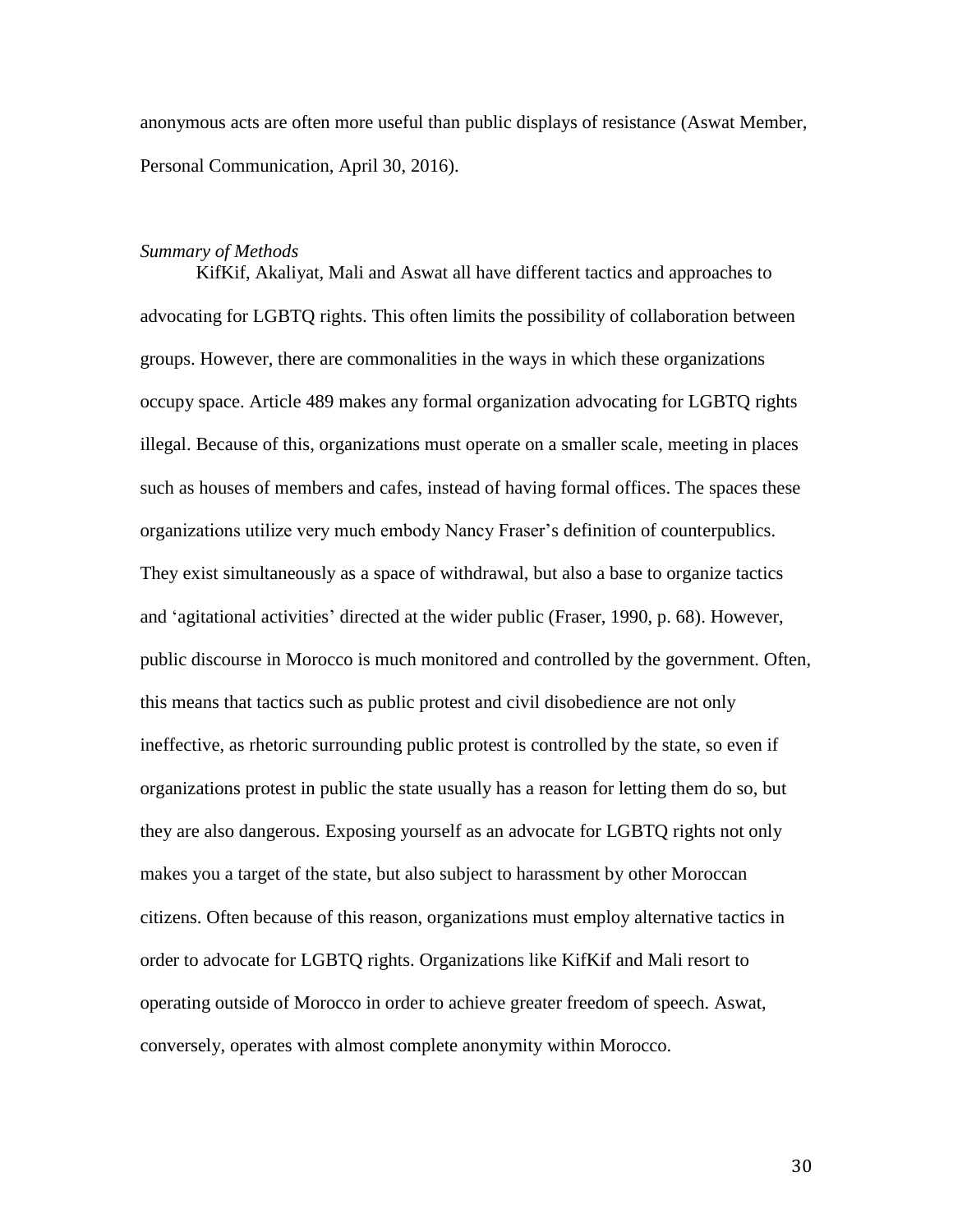anonymous acts are often more useful than public displays of resistance (Aswat Member, Personal Communication, April 30, 2016).

*Summary of Methods*

KifKif, Akaliyat, Mali and Aswat all have different tactics and approaches to advocating for LGBTQ rights. This often limits the possibility of collaboration between groups. However, there are commonalities in the ways in which these organizations occupy space. Article 489 makes any formal organization advocating for LGBTQ rights illegal. Because of this, organizations must operate on a smaller scale, meeting in places such as houses of members and cafes, instead of having formal offices. The spaces these organizations utilize very much embody Nancy Fraser's definition of counterpublics. They exist simultaneously as a space of withdrawal, but also a base to organize tactics and 'agitational activities' directed at the wider public (Fraser, 1990, p. 68). However, public discourse in Morocco is much monitored and controlled by the government. Often, this means that tactics such as public protest and civil disobedience are not only ineffective, as rhetoric surrounding public protest is controlled by the state, so even if organizations protest in public the state usually has a reason for letting them do so, but they are also dangerous. Exposing yourself as an advocate for LGBTQ rights not only makes you a target of the state, but also subject to harassment by other Moroccan citizens. Often because of this reason, organizations must employ alternative tactics in order to advocate for LGBTQ rights. Organizations like KifKif and Mali resort to operating outside of Morocco in order to achieve greater freedom of speech. Aswat, conversely, operates with almost complete anonymity within Morocco.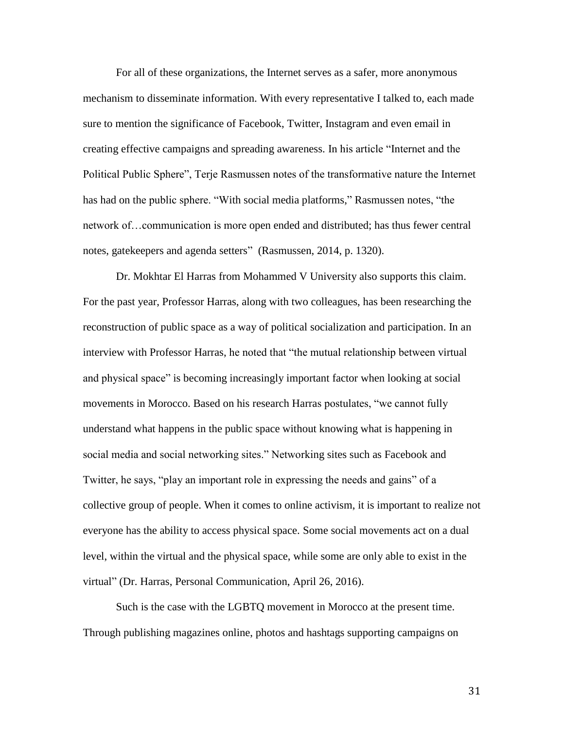For all of these organizations, the Internet serves as a safer, more anonymous mechanism to disseminate information. With every representative I talked to, each made sure to mention the significance of Facebook, Twitter, Instagram and even email in creating effective campaigns and spreading awareness. In his article "Internet and the Political Public Sphere", Terje Rasmussen notes of the transformative nature the Internet has had on the public sphere. "With social media platforms," Rasmussen notes, "the network of…communication is more open ended and distributed; has thus fewer central notes, gatekeepers and agenda setters" (Rasmussen, 2014, p. 1320).

Dr. Mokhtar El Harras from Mohammed V University also supports this claim. For the past year, Professor Harras, along with two colleagues, has been researching the reconstruction of public space as a way of political socialization and participation. In an interview with Professor Harras, he noted that "the mutual relationship between virtual and physical space" is becoming increasingly important factor when looking at social movements in Morocco. Based on his research Harras postulates, "we cannot fully understand what happens in the public space without knowing what is happening in social media and social networking sites." Networking sites such as Facebook and Twitter, he says, "play an important role in expressing the needs and gains" of a collective group of people. When it comes to online activism, it is important to realize not everyone has the ability to access physical space. Some social movements act on a dual level, within the virtual and the physical space, while some are only able to exist in the virtual" (Dr. Harras, Personal Communication, April 26, 2016).

Such is the case with the LGBTQ movement in Morocco at the present time. Through publishing magazines online, photos and hashtags supporting campaigns on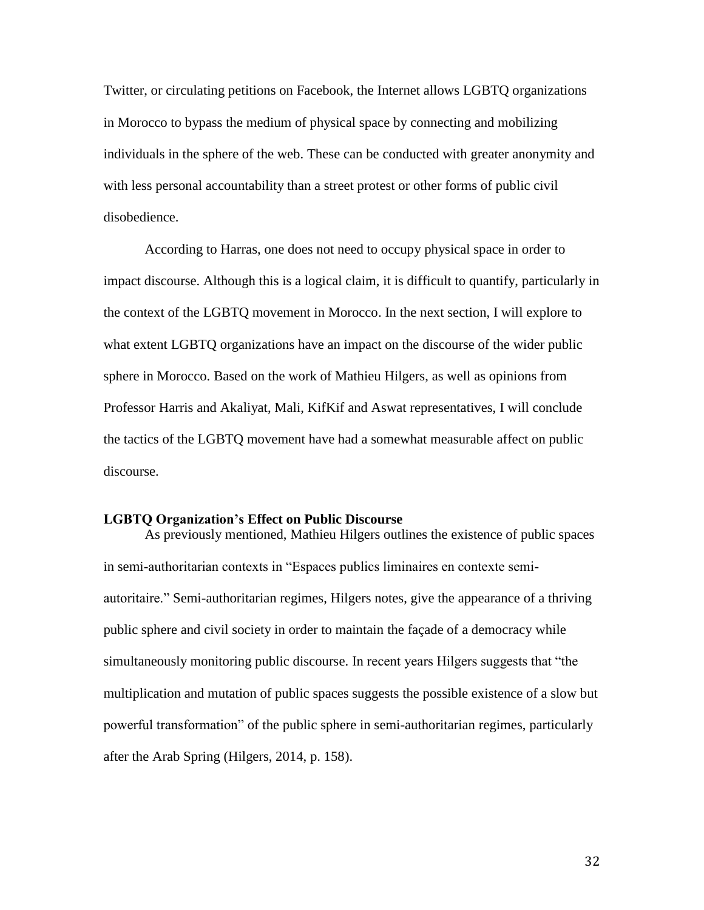Twitter, or circulating petitions on Facebook, the Internet allows LGBTQ organizations in Morocco to bypass the medium of physical space by connecting and mobilizing individuals in the sphere of the web. These can be conducted with greater anonymity and with less personal accountability than a street protest or other forms of public civil disobedience.

According to Harras, one does not need to occupy physical space in order to impact discourse. Although this is a logical claim, it is difficult to quantify, particularly in the context of the LGBTQ movement in Morocco. In the next section, I will explore to what extent LGBTQ organizations have an impact on the discourse of the wider public sphere in Morocco. Based on the work of Mathieu Hilgers, as well as opinions from Professor Harris and Akaliyat, Mali, KifKif and Aswat representatives, I will conclude the tactics of the LGBTQ movement have had a somewhat measurable affect on public discourse.

### LGBTQ Organization's Effect on Public Discourse

As previously mentioned, Mathieu Hilgers outlines the existence of public spaces in semi-authoritarian contexts in "Espaces publics liminaires en contexte semi-autoritaire." Semi-authoritarian regimes, Hilgers notes, give the appearance of a thriving public sphere and civil society in order to maintain the façade of a democracy while simultaneously monitoring public discourse. In recent years Hilgers suggests that "the multiplication and mutation of public spaces suggests the possible existence of a slow but powerful transformation" of the public sphere in semi-authoritarian regimes, particularly after the Arab Spring (Hilgers, 2014, p. 158).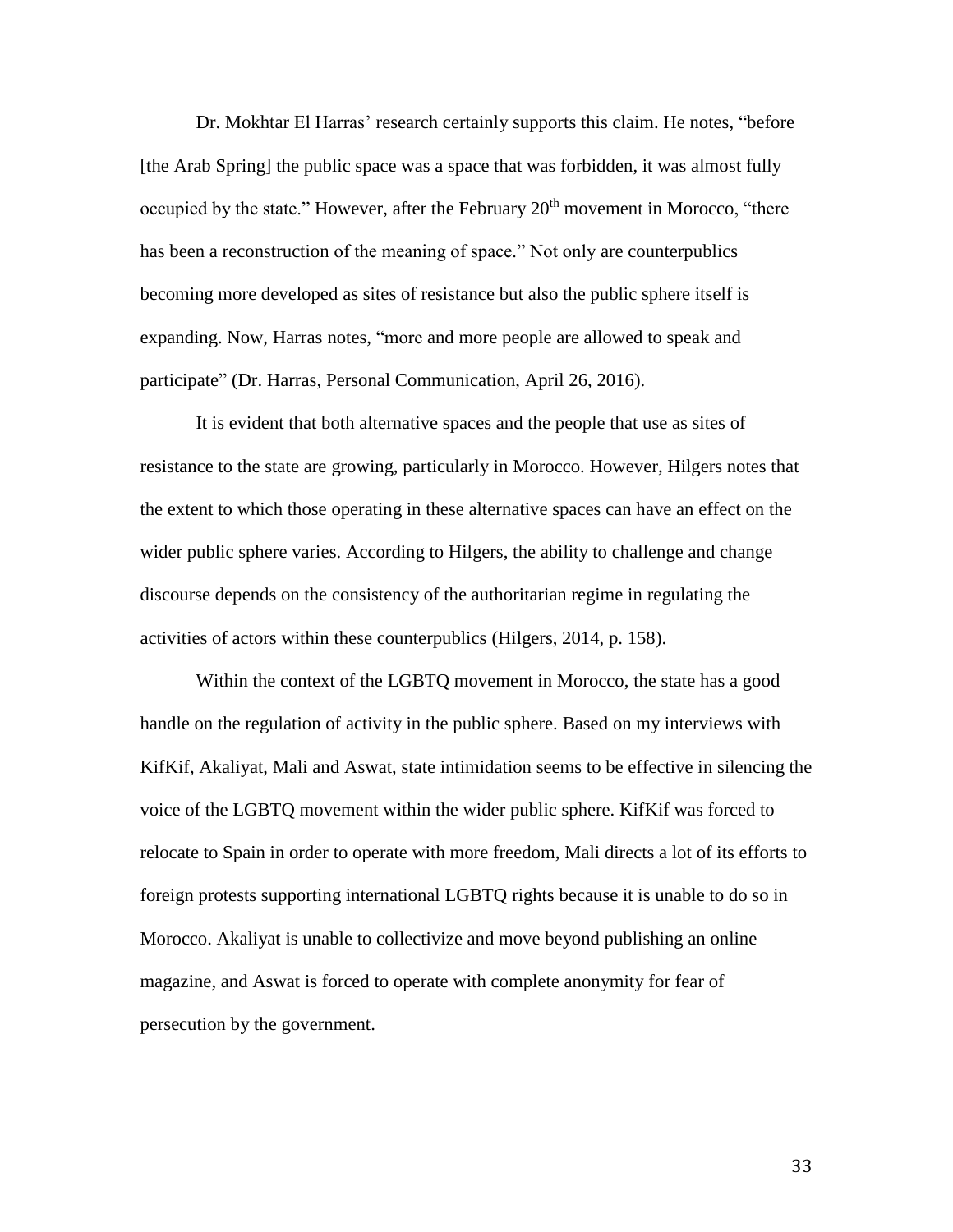Dr. Mokhtar El Harras' research certainly supports this claim. He notes, "before [the Arab Spring] the public space was a space that was forbidden, it was almost fully occupied by the state." However, after the February 20th movement in Morocco, "there has been a reconstruction of the meaning of space." Not only are counterpublics becoming more developed as sites of resistance but also the public sphere itself is expanding. Now, Harras notes, "more and more people are allowed to speak and participate" (Dr. Harras, Personal Communication, April 26, 2016).

It is evident that both alternative spaces and the people that use as sites of resistance to the state are growing, particularly in Morocco. However, Hilgers notes that the extent to which those operating in these alternative spaces can have an effect on the wider public sphere varies. According to Hilgers, the ability to challenge and change discourse depends on the consistency of the authoritarian regime in regulating the activities of actors within these counterpublics (Hilgers, 2014, p. 158).

Within the context of the LGBTQ movement in Morocco, the state has a good handle on the regulation of activity in the public sphere. Based on my interviews with KifKif, Akaliyat, Mali and Aswat, state intimidation seems to be effective in silencing the voice of the LGBTQ movement within the wider public sphere. KifKif was forced to relocate to Spain in order to operate with more freedom, Mali directs a lot of its efforts to foreign protests supporting international LGBTQ rights because it is unable to do so in Morocco. Akaliyat is unable to collectivize and move beyond publishing an online magazine, and Aswat is forced to operate with complete anonymity for fear of persecution by the government.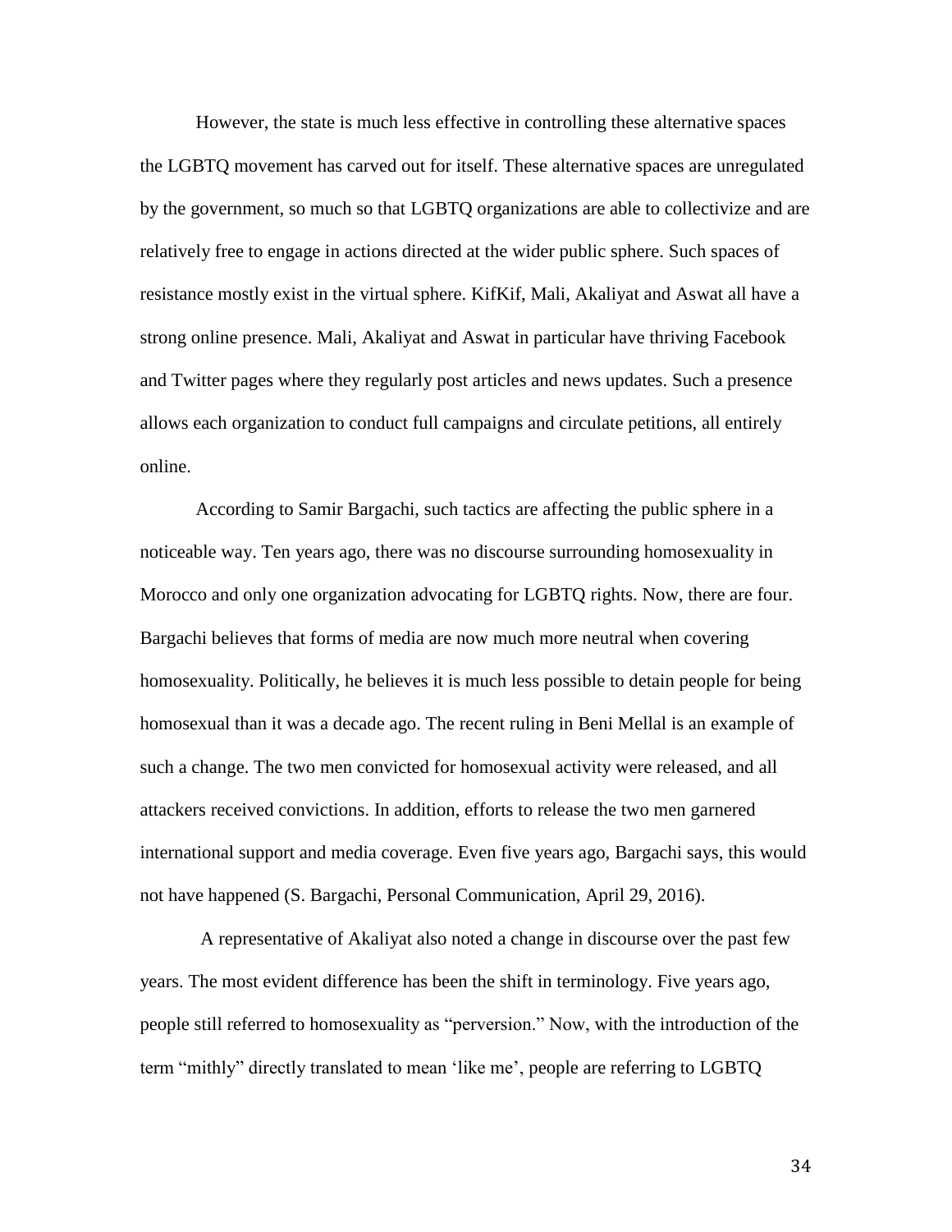However, the state is much less effective in controlling these alternative spaces the LGBTQ movement has carved out for itself. These alternative spaces are unregulated by the government, so much so that LGBTQ organizations are able to collectivize and are relatively free to engage in actions directed at the wider public sphere. Such spaces of resistance mostly exist in the virtual sphere. KifKif, Mali, Akaliyat and Aswat all have a strong online presence. Mali, Akaliyat and Aswat in particular have thriving Facebook and Twitter pages where they regularly post articles and news updates. Such a presence allows each organization to conduct full campaigns and circulate petitions, all entirely online.

According to Samir Bargachi, such tactics are affecting the public sphere in a noticeable way. Ten years ago, there was no discourse surrounding homosexuality in Morocco and only one organization advocating for LGBTQ rights. Now, there are four. Bargachi believes that forms of media are now much more neutral when covering homosexuality. Politically, he believes it is much less possible to detain people for being homosexual than it was a decade ago. The recent ruling in Beni Mellal is an example of such a change. The two men convicted for homosexual activity were released, and all attackers received convictions. In addition, efforts to release the two men garnered international support and media coverage. Even five years ago, Bargachi says, this would not have happened (S. Bargachi, Personal Communication, April 29, 2016).

A representative of Akaliyat also noted a change in discourse over the past few years. The most evident difference has been the shift in terminology. Five years ago, people still referred to homosexuality as "perversion." Now, with the introduction of the term "mithly" directly translated to mean 'like me', people are referring to LGBTQ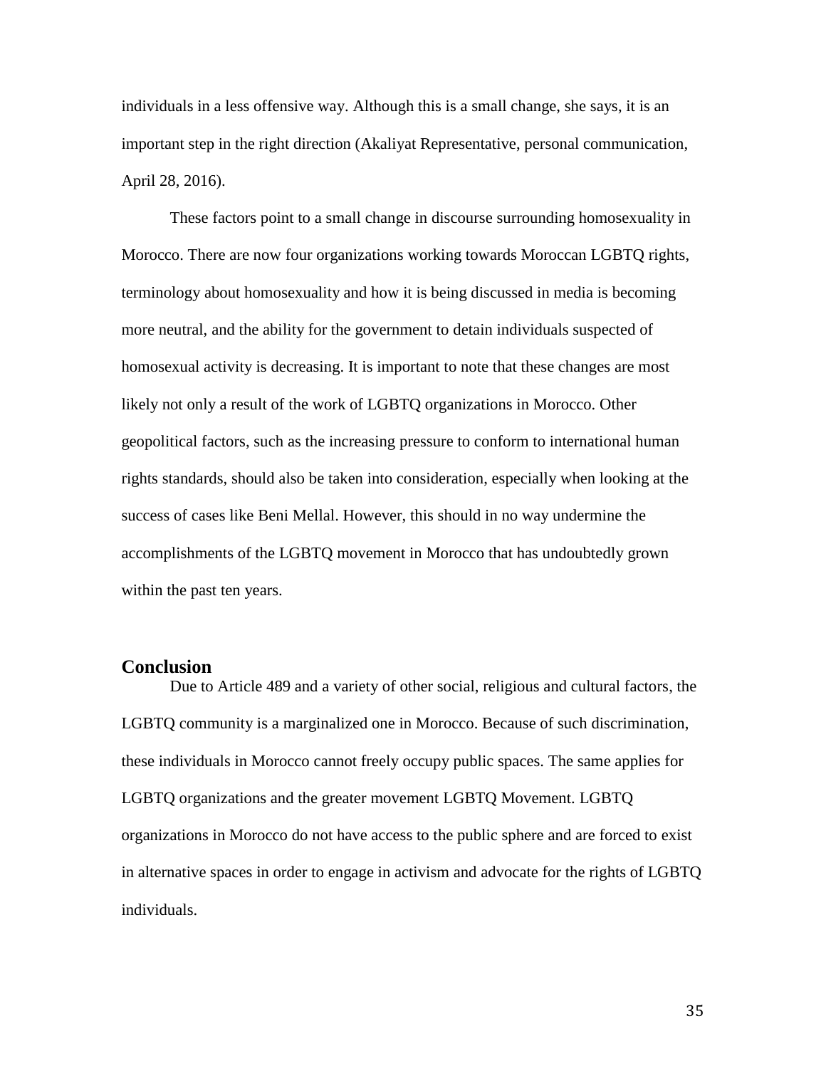individuals in a less offensive way. Although this is a small change, she says, it is an important step in the right direction (Akaliyat Representative, personal communication, April 28, 2016).

These factors point to a small change in discourse surrounding homosexuality in Morocco. There are now four organizations working towards Moroccan LGBTQ rights, terminology about homosexuality and how it is being discussed in media is becoming more neutral, and the ability for the government to detain individuals suspected of homosexual activity is decreasing. It is important to note that these changes are most likely not only a result of the work of LGBTQ organizations in Morocco. Other geopolitical factors, such as the increasing pressure to conform to international human rights standards, should also be taken into consideration, especially when looking at the success of cases like Beni Mellal. However, this should in no way undermine the accomplishments of the LGBTQ movement in Morocco that has undoubtedly grown within the past ten years.

## Conclusion

Due to Article 489 and a variety of other social, religious and cultural factors, the LGBTQ community is a marginalized one in Morocco. Because of such discrimination, these individuals in Morocco cannot freely occupy public spaces. The same applies for LGBTQ organizations and the greater movement LGBTQ Movement. LGBTQ organizations in Morocco do not have access to the public sphere and are forced to exist in alternative spaces in order to engage in activism and advocate for the rights of LGBTQ individuals.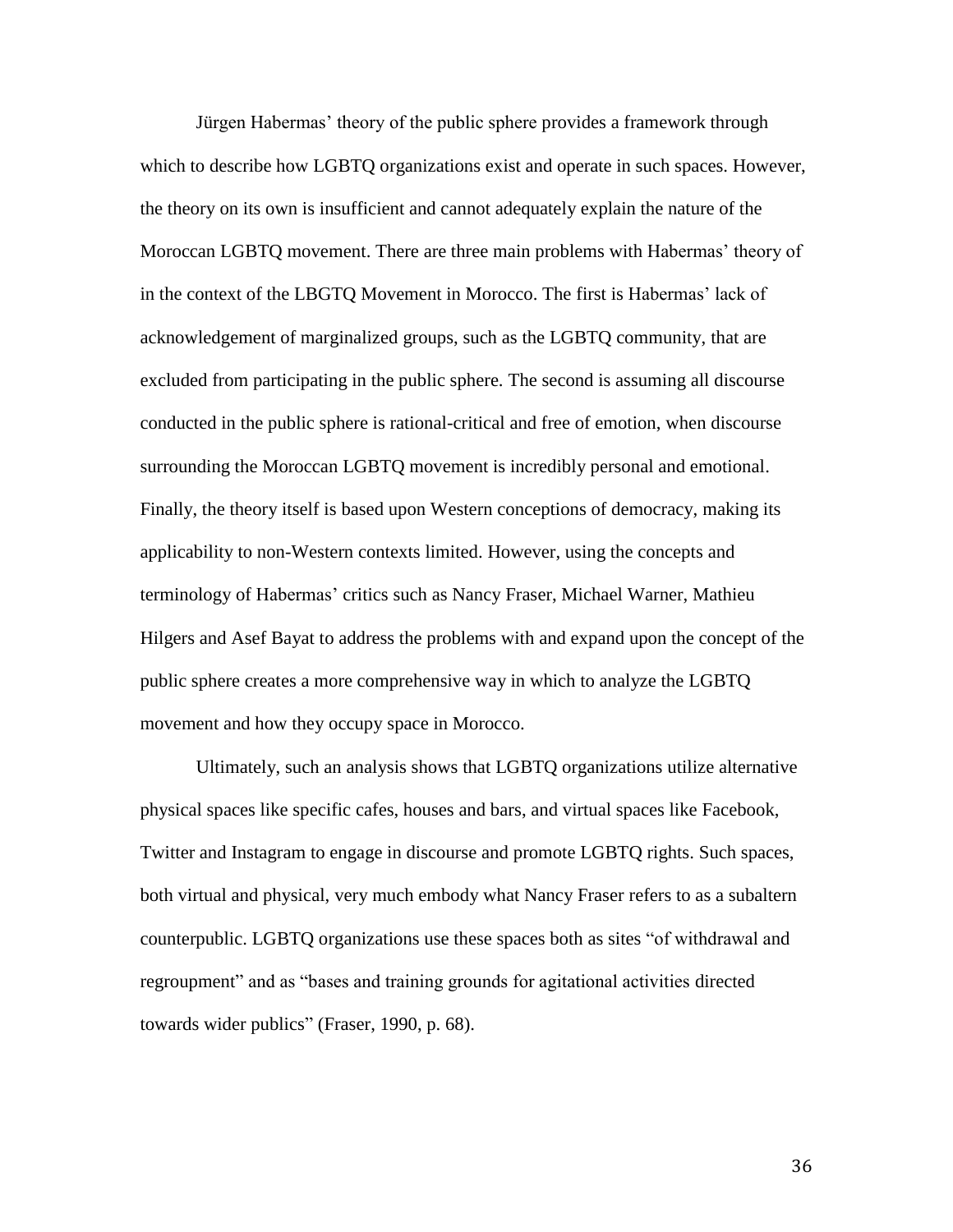Jürgen Habermas' theory of the public sphere provides a framework through which to describe how LGBTQ organizations exist and operate in such spaces. However, the theory on its own is insufficient and cannot adequately explain the nature of the Moroccan LGBTQ movement. There are three main problems with Habermas' theory of in the context of the LBGTQ Movement in Morocco. The first is Habermas' lack of acknowledgement of marginalized groups, such as the LGBTQ community, that are excluded from participating in the public sphere. The second is assuming all discourse conducted in the public sphere is rational-critical and free of emotion, when discourse surrounding the Moroccan LGBTQ movement is incredibly personal and emotional. Finally, the theory itself is based upon Western conceptions of democracy, making its applicability to non-Western contexts limited. However, using the concepts and terminology of Habermas' critics such as Nancy Fraser, Michael Warner, Mathieu Hilgers and Asef Bayat to address the problems with and expand upon the concept of the public sphere creates a more comprehensive way in which to analyze the LGBTQ movement and how they occupy space in Morocco.

Ultimately, such an analysis shows that LGBTQ organizations utilize alternative physical spaces like specific cafes, houses and bars, and virtual spaces like Facebook, Twitter and Instagram to engage in discourse and promote LGBTQ rights. Such spaces, both virtual and physical, very much embody what Nancy Fraser refers to as a subaltern counterpublic. LGBTQ organizations use these spaces both as sites "of withdrawal and regroupment" and as "bases and training grounds for agitational activities directed towards wider publics" (Fraser, 1990, p. 68).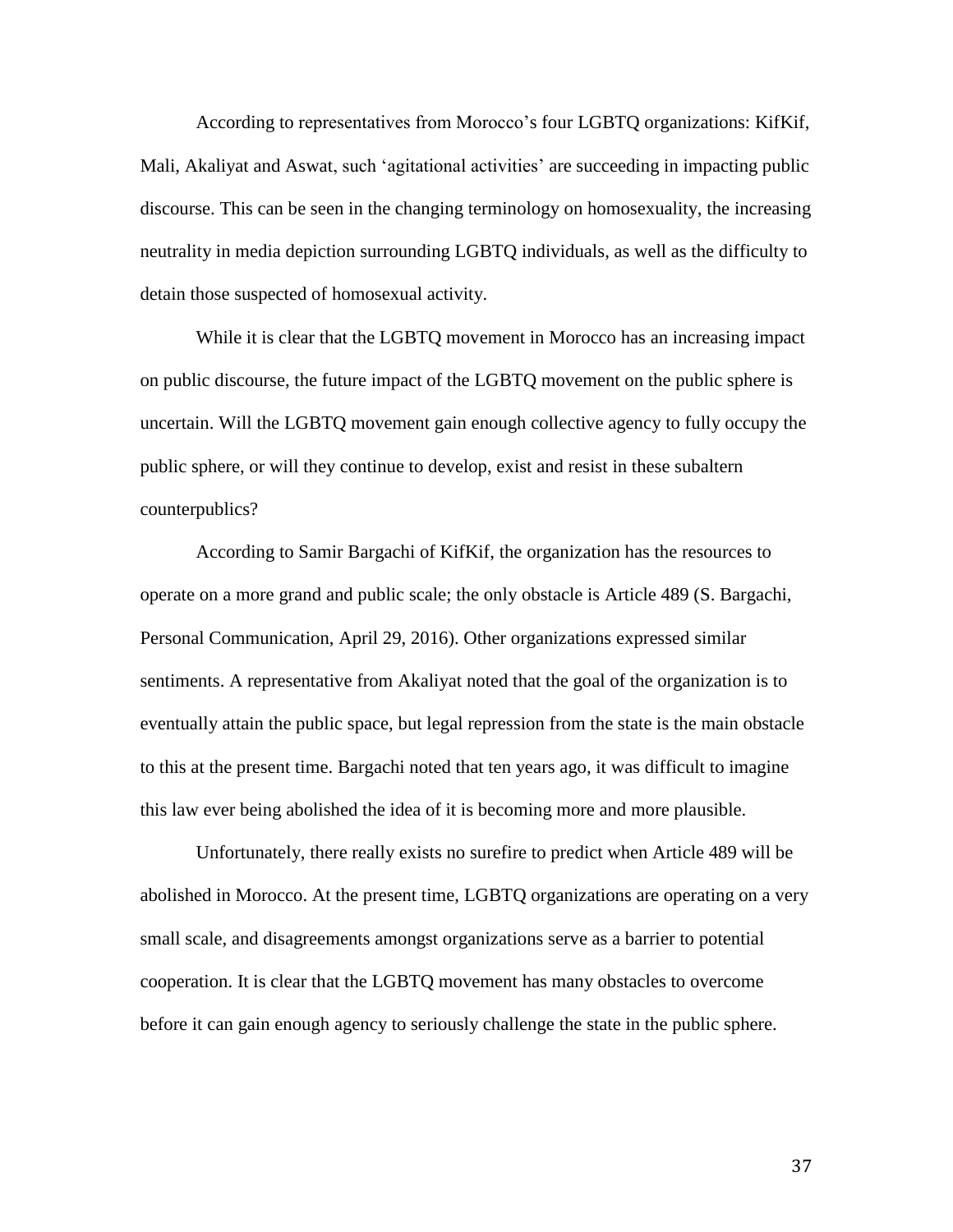According to representatives from Morocco's four LGBTQ organizations: KifKif, Mali, Akaliyat and Aswat, such 'agitational activities' are succeeding in impacting public discourse. This can be seen in the changing terminology on homosexuality, the increasing neutrality in media depiction surrounding LGBTQ individuals, as well as the difficulty to detain those suspected of homosexual activity.

While it is clear that the LGBTQ movement in Morocco has an increasing impact on public discourse, the future impact of the LGBTQ movement on the public sphere is uncertain. Will the LGBTQ movement gain enough collective agency to fully occupy the public sphere, or will they continue to develop, exist and resist in these subaltern counterpublics?

According to Samir Bargachi of KifKif, the organization has the resources to operate on a more grand and public scale; the only obstacle is Article 489 (S. Bargachi, Personal Communication, April 29, 2016). Other organizations expressed similar sentiments. A representative from Akaliyat noted that the goal of the organization is to eventually attain the public space, but legal repression from the state is the main obstacle to this at the present time. Bargachi noted that ten years ago, it was difficult to imagine this law ever being abolished the idea of it is becoming more and more plausible.

Unfortunately, there really exists no surefire to predict when Article 489 will be abolished in Morocco. At the present time, LGBTQ organizations are operating on a very small scale, and disagreements amongst organizations serve as a barrier to potential cooperation. It is clear that the LGBTQ movement has many obstacles to overcome before it can gain enough agency to seriously challenge the state in the public sphere.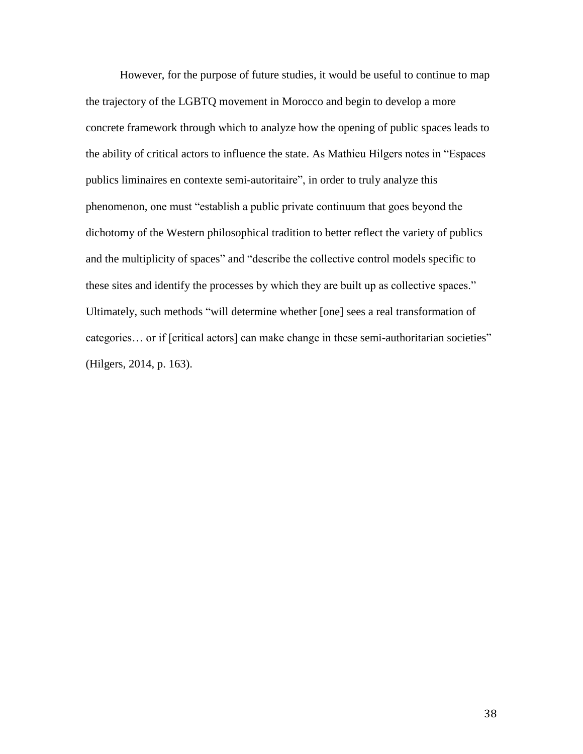However, for the purpose of future studies, it would be useful to continue to map the trajectory of the LGBTQ movement in Morocco and begin to develop a more concrete framework through which to analyze how the opening of public spaces leads to the ability of critical actors to influence the state. As Mathieu Hilgers notes in "Espaces publics liminaires en contexte semi-autoritaire", in order to truly analyze this phenomenon, one must "establish a public private continuum that goes beyond the dichotomy of the Western philosophical tradition to better reflect the variety of publics and the multiplicity of spaces" and "describe the collective control models specific to these sites and identify the processes by which they are built up as collective spaces." Ultimately, such methods "will determine whether [one] sees a real transformation of categories… or if [critical actors] can make change in these semi-authoritarian societies" (Hilgers, 2014, p. 163).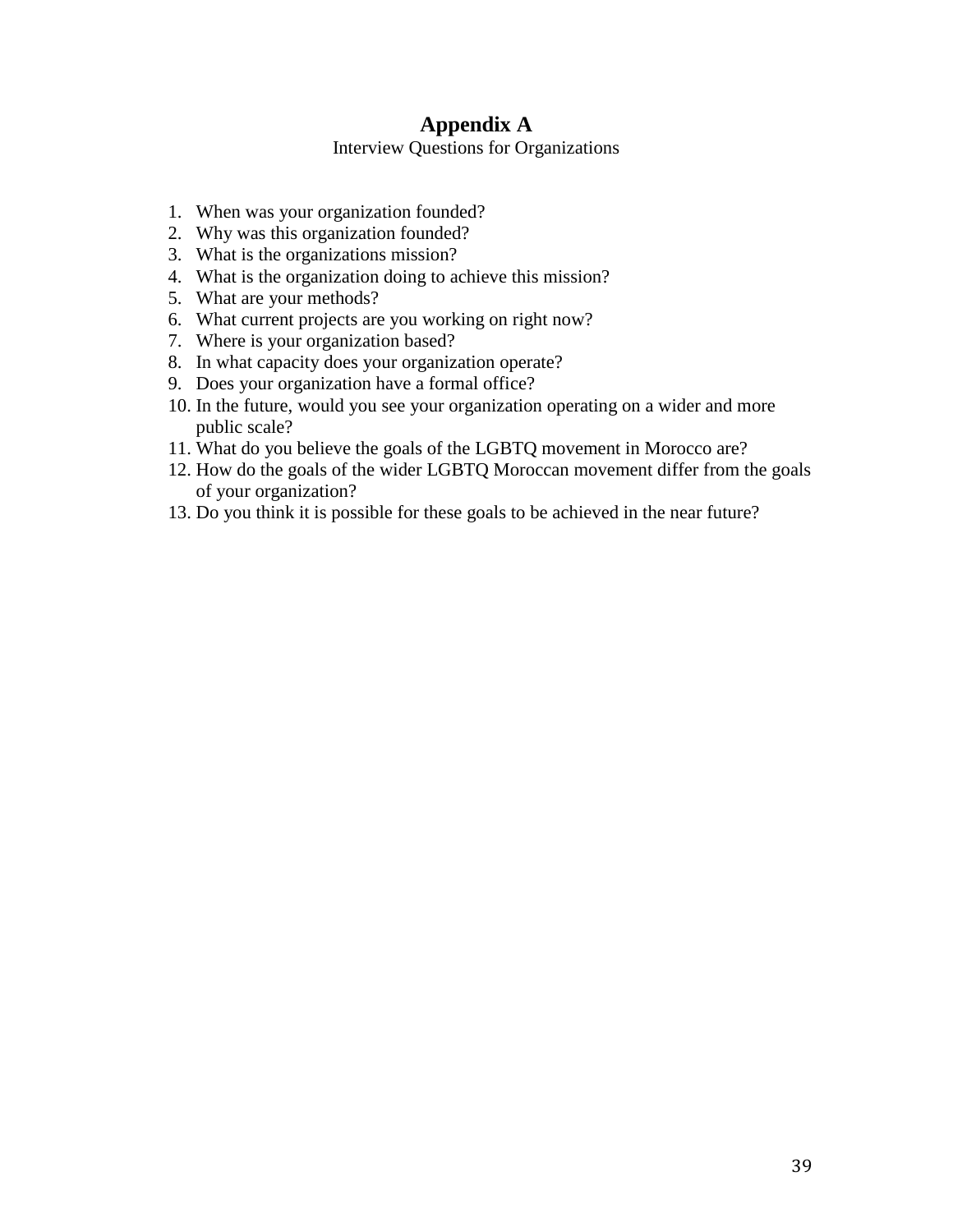# Appendix A

Interview Questions for Organizations

1. When was your organization founded?
2. Why was this organization founded?
3. What is the organizations mission?
4. What is the organization doing to achieve this mission?
5. What are your methods?
6. What current projects are you working on right now?
7. Where is your organization based?
8. In what capacity does your organization operate?
9. Does your organization have a formal office?
10. In the future, would you see your organization operating on a wider and more public scale?
11. What do you believe the goals of the LGBTQ movement in Morocco are?
12. How do the goals of the wider LGBTQ Moroccan movement differ from the goals of your organization?
13. Do you think it is possible for these goals to be achieved in the near future?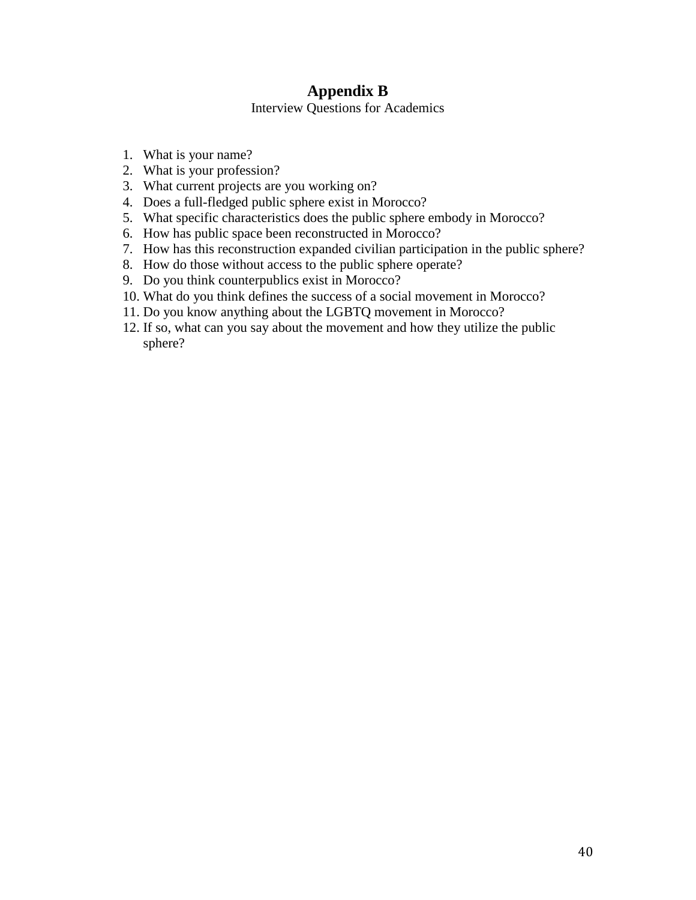# Appendix B

Interview Questions for Academics

1. What is your name?
2. What is your profession?
3. What current projects are you working on?
4. Does a full-fledged public sphere exist in Morocco?
5. What specific characteristics does the public sphere embody in Morocco?
6. How has public space been reconstructed in Morocco?
7. How has this reconstruction expanded civilian participation in the public sphere?
8. How do those without access to the public sphere operate?
9. Do you think counterpublics exist in Morocco?
10. What do you think defines the success of a social movement in Morocco?
11. Do you know anything about the LGBTQ movement in Morocco?
12. If so, what can you say about the movement and how they utilize the public sphere?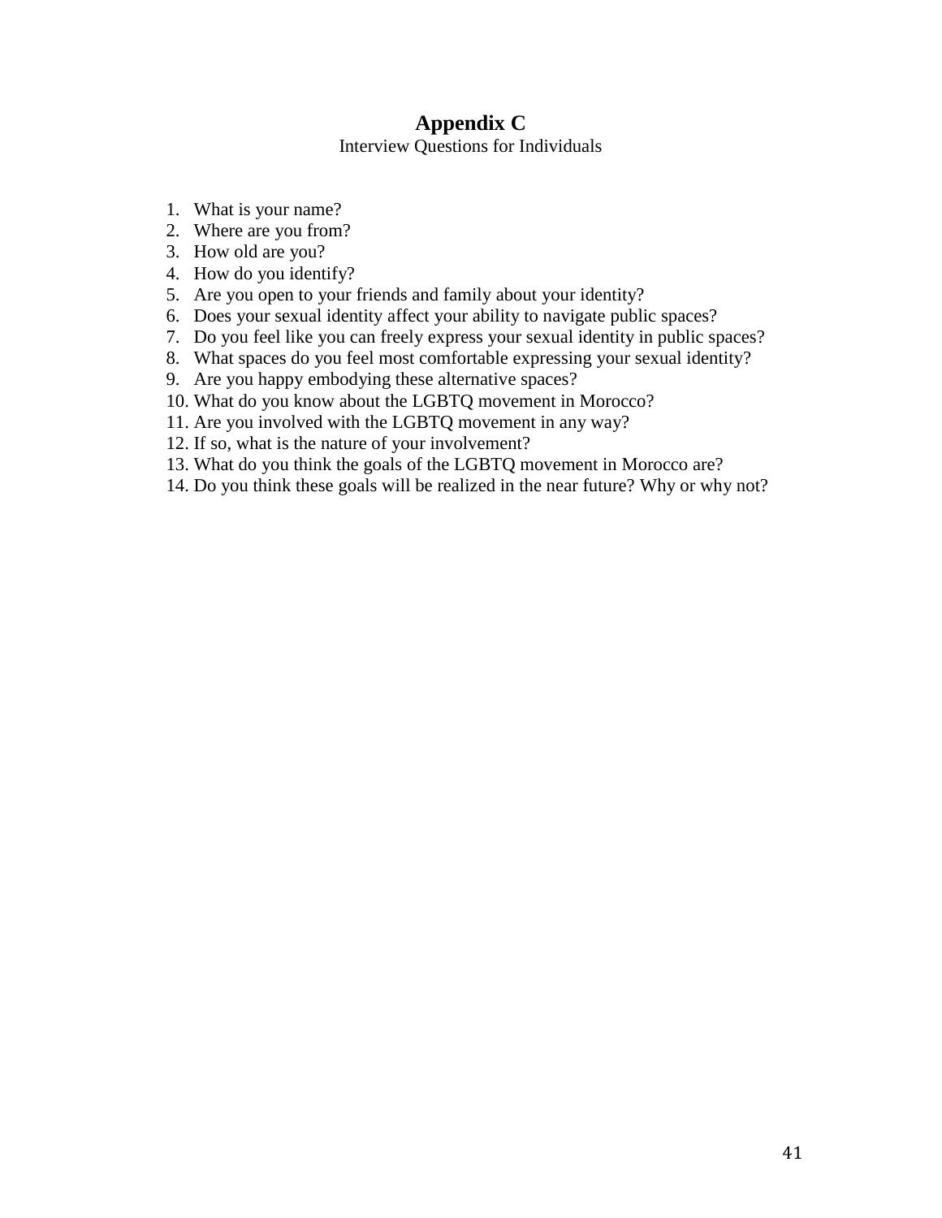# Appendix C

Interview Questions for Individuals

1. What is your name?
2. Where are you from?
3. How old are you?
4. How do you identify?
5. Are you open to your friends and family about your identity?
6. Does your sexual identity affect your ability to navigate public spaces?
7. Do you feel like you can freely express your sexual identity in public spaces?
8. What spaces do you feel most comfortable expressing your sexual identity?
9. Are you happy embodying these alternative spaces?
10. What do you know about the LGBTQ movement in Morocco?
11. Are you involved with the LGBTQ movement in any way?
12. If so, what is the nature of your involvement?
13. What do you think the goals of the LGBTQ movement in Morocco are?
14. Do you think these goals will be realized in the near future? Why or why not?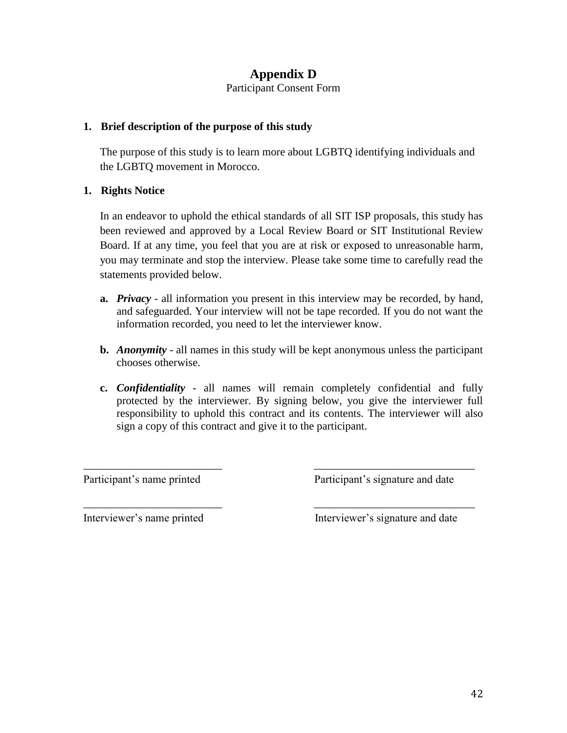# Appendix D

Participant Consent Form

1. **Brief description of the purpose of this study**

   The purpose of this study is to learn more about LGBTQ identifying individuals and the LGBTQ movement in Morocco.

1. **Rights Notice**

   In an endeavor to uphold the ethical standards of all SIT ISP proposals, this study has been reviewed and approved by a Local Review Board or SIT Institutional Review Board. If at any time, you feel that you are at risk or exposed to unreasonable harm, you may terminate and stop the interview. Please take some time to carefully read the statements provided below.

   **a.** ***Privacy*** - all information you present in this interview may be recorded, by hand, and safeguarded. Your interview will not be tape recorded. If you do not want the information recorded, you need to let the interviewer know.

   **b.** ***Anonymity*** - all names in this study will be kept anonymous unless the participant chooses otherwise.

   **c.** ***Confidentiality*** - all names will remain completely confidential and fully protected by the interviewer. By signing below, you give the interviewer full responsibility to uphold this contract and its contents. The interviewer will also sign a copy of this contract and give it to the participant.

| _________________________ | _____________________________ |
|---|---|
| Participant's name printed | Participant's signature and date |
| _________________________ | _____________________________ |
| Interviewer's name printed | Interviewer's signature and date |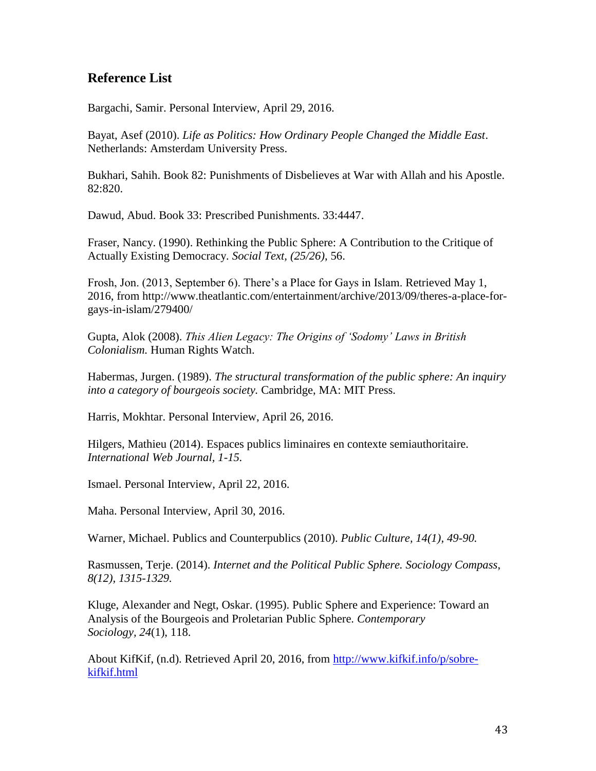## Reference List

Bargachi, Samir. Personal Interview, April 29, 2016.

Bayat, Asef (2010). *Life as Politics: How Ordinary People Changed the Middle East*. Netherlands: Amsterdam University Press.

Bukhari, Sahih. Book 82: Punishments of Disbelieves at War with Allah and his Apostle. 82:820.

Dawud, Abud. Book 33: Prescribed Punishments. 33:4447.

Fraser, Nancy. (1990). Rethinking the Public Sphere: A Contribution to the Critique of Actually Existing Democracy. *Social Text, (25/26)*, 56.

Frosh, Jon. (2013, September 6). There's a Place for Gays in Islam. Retrieved May 1, 2016, from http://www.theatlantic.com/entertainment/archive/2013/09/theres-a-place-for-gays-in-islam/279400/

Gupta, Alok (2008). *This Alien Legacy: The Origins of 'Sodomy' Laws in British Colonialism.* Human Rights Watch.

Habermas, Jurgen. (1989). *The structural transformation of the public sphere: An inquiry into a category of bourgeois society.* Cambridge, MA: MIT Press.

Harris, Mokhtar. Personal Interview, April 26, 2016.

Hilgers, Mathieu (2014). Espaces publics liminaires en contexte semiauthoritaire. *International Web Journal, 1-15.*

Ismael. Personal Interview, April 22, 2016.

Maha. Personal Interview, April 30, 2016.

Warner, Michael. Publics and Counterpublics (2010). *Public Culture, 14(1), 49-90.*

Rasmussen, Terje. (2014). *Internet and the Political Public Sphere. Sociology Compass, 8(12), 1315-1329.*

Kluge, Alexander and Negt, Oskar. (1995). Public Sphere and Experience: Toward an Analysis of the Bourgeois and Proletarian Public Sphere. *Contemporary Sociology, 24*(1), 118.

About KifKif, (n.d). Retrieved April 20, 2016, from http://www.kifkif.info/p/sobre-kifkif.html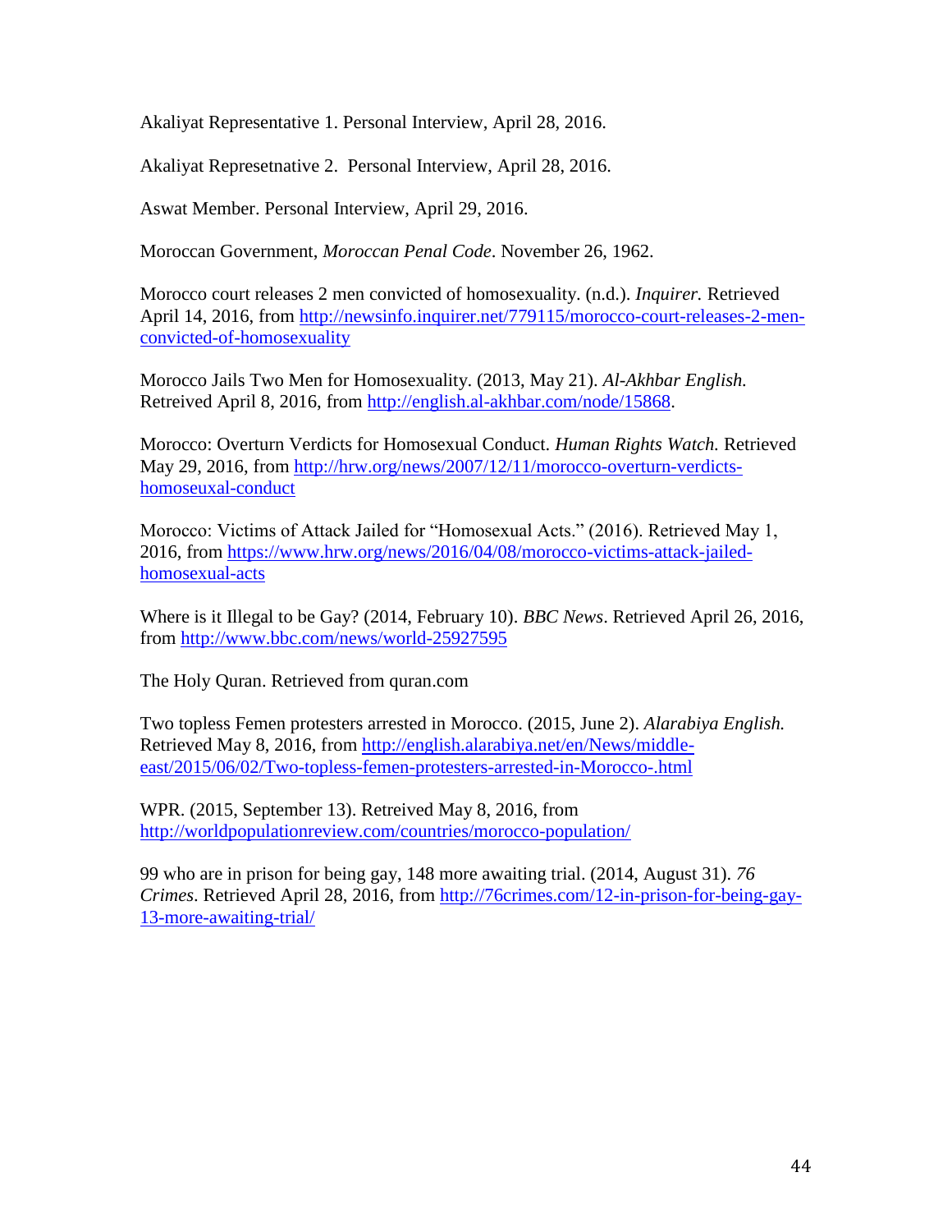Akaliyat Representative 1. Personal Interview, April 28, 2016.

Akaliyat Represetnative 2. Personal Interview, April 28, 2016.

Aswat Member. Personal Interview, April 29, 2016.

Moroccan Government, *Moroccan Penal Code*. November 26, 1962.

Morocco court releases 2 men convicted of homosexuality. (n.d.). *Inquirer.* Retrieved April 14, 2016, from http://newsinfo.inquirer.net/779115/morocco-court-releases-2-men-convicted-of-homosexuality

Morocco Jails Two Men for Homosexuality. (2013, May 21). *Al-Akhbar English.* Retreived April 8, 2016, from http://english.al-akhbar.com/node/15868.

Morocco: Overturn Verdicts for Homosexual Conduct. *Human Rights Watch.* Retrieved May 29, 2016, from http://hrw.org/news/2007/12/11/morocco-overturn-verdicts-homoseuxal-conduct

Morocco: Victims of Attack Jailed for "Homosexual Acts." (2016). Retrieved May 1, 2016, from https://www.hrw.org/news/2016/04/08/morocco-victims-attack-jailed-homosexual-acts

Where is it Illegal to be Gay? (2014, February 10). *BBC News*. Retrieved April 26, 2016, from http://www.bbc.com/news/world-25927595

The Holy Quran. Retrieved from quran.com

Two topless Femen protesters arrested in Morocco. (2015, June 2). *Alarabiya English.* Retrieved May 8, 2016, from http://english.alarabiya.net/en/News/middle-east/2015/06/02/Two-topless-femen-protesters-arrested-in-Morocco-.html

WPR. (2015, September 13). Retreived May 8, 2016, from http://worldpopulationreview.com/countries/morocco-population/

99 who are in prison for being gay, 148 more awaiting trial. (2014, August 31). *76 Crimes*. Retrieved April 28, 2016, from http://76crimes.com/12-in-prison-for-being-gay-13-more-awaiting-trial/